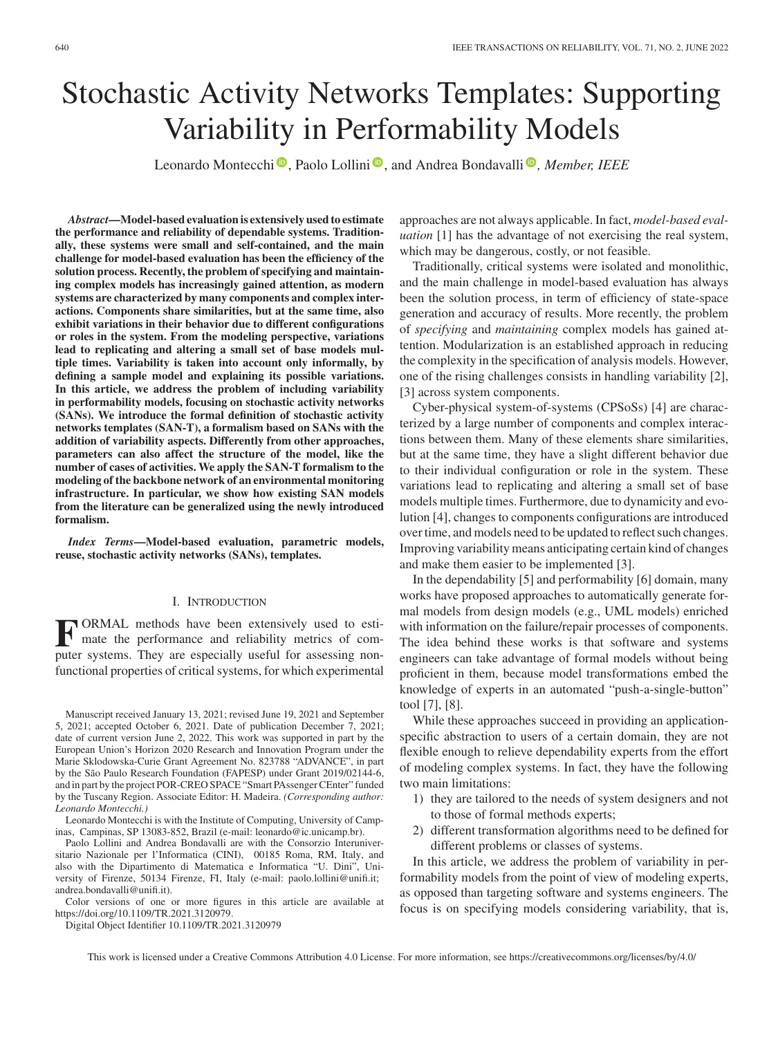# Stochastic Activity Networks Templates: Supporting Variability in Performability Models

Leonardo Montecchi, Paolo Lollini, and Andrea Bondavalli, *Member, IEEE*

***Abstract*—Model-based evaluation is extensively used to estimate the performance and reliability of dependable systems. Traditionally, these systems were small and self-contained, and the main challenge for model-based evaluation has been the efficiency of the solution process. Recently, the problem of specifying and maintaining complex models has increasingly gained attention, as modern systems are characterized by many components and complex interactions. Components share similarities, but at the same time, also exhibit variations in their behavior due to different configurations or roles in the system. From the modeling perspective, variations lead to replicating and altering a small set of base models multiple times. Variability is taken into account only informally, by defining a sample model and explaining its possible variations. In this article, we address the problem of including variability in performability models, focusing on stochastic activity networks (SANs). We introduce the formal definition of stochastic activity networks templates (SAN-T), a formalism based on SANs with the addition of variability aspects. Differently from other approaches, parameters can also affect the structure of the model, like the number of cases of activities. We apply the SAN-T formalism to the modeling of the backbone network of an environmental monitoring infrastructure. In particular, we show how existing SAN models from the literature can be generalized using the newly introduced formalism.**

***Index Terms*—Model-based evaluation, parametric models, reuse, stochastic activity networks (SANs), templates.**

## I. Introduction

Formal methods have been extensively used to estimate the performance and reliability metrics of computer systems. They are especially useful for assessing non-functional properties of critical systems, for which experimental approaches are not always applicable. In fact, *model-based evaluation* [1] has the advantage of not exercising the real system, which may be dangerous, costly, or not feasible.

Traditionally, critical systems were isolated and monolithic, and the main challenge in model-based evaluation has always been the solution process, in term of efficiency of state-space generation and accuracy of results. More recently, the problem of *specifying* and *maintaining* complex models has gained attention. Modularization is an established approach in reducing the complexity in the specification of analysis models. However, one of the rising challenges consists in handling variability [2], [3] across system components.

Cyber-physical system-of-systems (CPSoSs) [4] are characterized by a large number of components and complex interactions between them. Many of these elements share similarities, but at the same time, they have a slight different behavior due to their individual configuration or role in the system. These variations lead to replicating and altering a small set of base models multiple times. Furthermore, due to dynamicity and evolution [4], changes to components configurations are introduced over time, and models need to be updated to reflect such changes. Improving variability means anticipating certain kind of changes and make them easier to be implemented [3].

In the dependability [5] and performability [6] domain, many works have proposed approaches to automatically generate formal models from design models (e.g., UML models) enriched with information on the failure/repair processes of components. The idea behind these works is that software and systems engineers can take advantage of formal models without being proficient in them, because model transformations embed the knowledge of experts in an automated "push-a-single-button" tool [7], [8].

While these approaches succeed in providing an application-specific abstraction to users of a certain domain, they are not flexible enough to relieve dependability experts from the effort of modeling complex systems. In fact, they have the following two main limitations:

1) they are tailored to the needs of system designers and not to those of formal methods experts;
2) different transformation algorithms need to be defined for different problems or classes of systems.

In this article, we address the problem of variability in performability models from the point of view of modeling experts, as opposed than targeting software and systems engineers. The focus is on specifying models considering variability, that is,

Manuscript received January 13, 2021; revised June 19, 2021 and September 5, 2021; accepted October 6, 2021. Date of publication December 7, 2021; date of current version June 2, 2022. This work was supported in part by the European Union's Horizon 2020 Research and Innovation Program under the Marie Sklodowska-Curie Grant Agreement No. 823788 "ADVANCE", in part by the São Paulo Research Foundation (FAPESP) under Grant 2019/02144-6, and in part by the project POR-CREO SPACE "Smart PAssenger CEnter" funded by the Tuscany Region. Associate Editor: H. Madeira. *(Corresponding author: Leonardo Montecchi.)*

Leonardo Montecchi is with the Institute of Computing, University of Campinas, Campinas, SP 13083-852, Brazil (e-mail: leonardo@ic.unicamp.br).

Paolo Lollini and Andrea Bondavalli are with the Consorzio Interuniversitario Nazionale per l'Informatica (CINI), 00185 Roma, RM, Italy, and also with the Dipartimento di Matematica e Informatica "U. Dini", University of Firenze, 50134 Firenze, FI, Italy (e-mail: paolo.lollini@unifi.it; andrea.bondavalli@unifi.it).

Color versions of one or more figures in this article are available at https://doi.org/10.1109/TR.2021.3120979.

Digital Object Identifier 10.1109/TR.2021.3120979

This work is licensed under a Creative Commons Attribution 4.0 License. For more information, see https://creativecommons.org/licenses/by/4.0/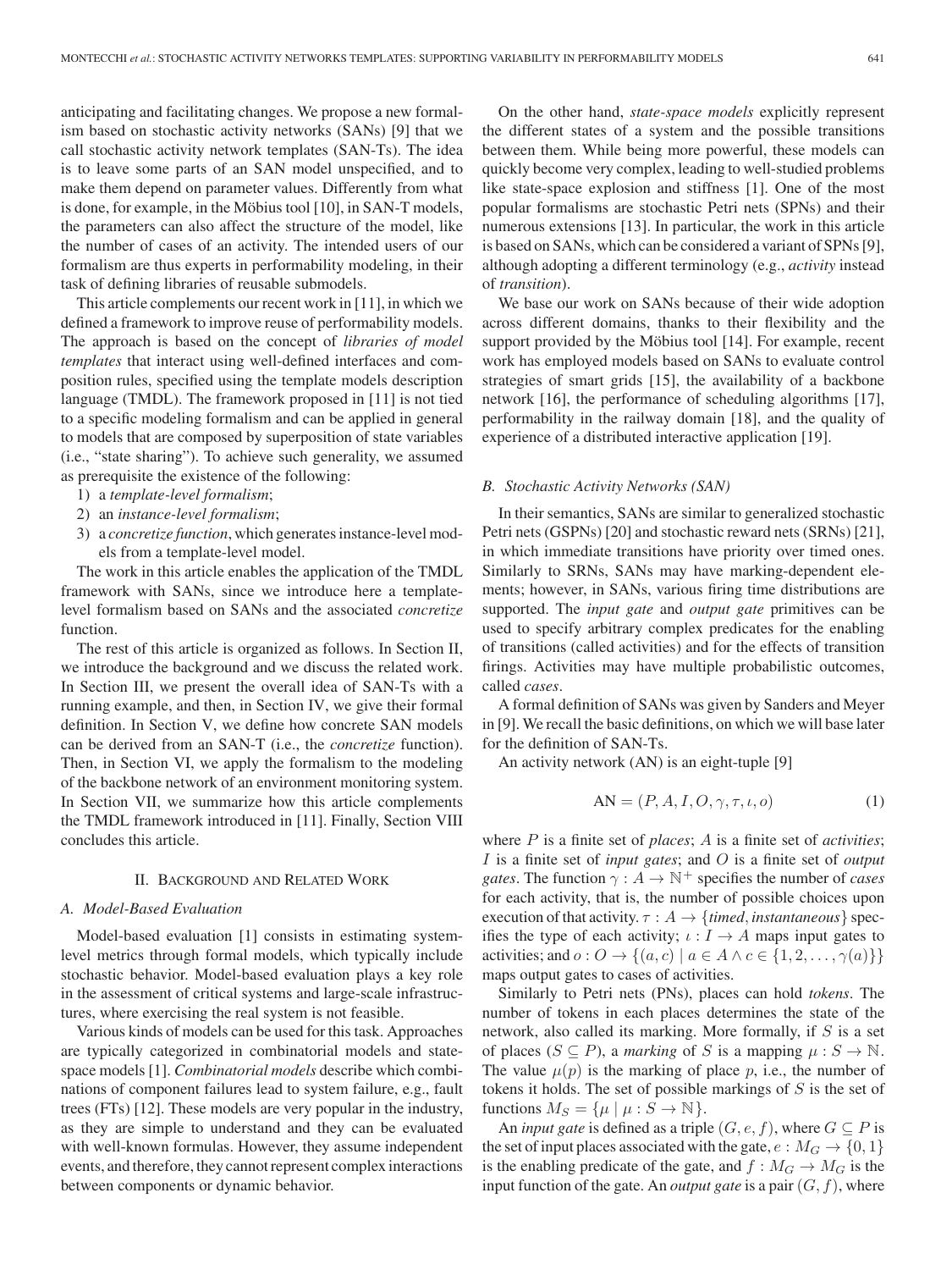anticipating and facilitating changes. We propose a new formalism based on stochastic activity networks (SANs) [9] that we call stochastic activity network templates (SAN-Ts). The idea is to leave some parts of an SAN model unspecified, and to make them depend on parameter values. Differently from what is done, for example, in the Möbius tool [10], in SAN-T models, the parameters can also affect the structure of the model, like the number of cases of an activity. The intended users of our formalism are thus experts in performability modeling, in their task of defining libraries of reusable submodels.

This article complements our recent work in [11], in which we defined a framework to improve reuse of performability models. The approach is based on the concept of *libraries of model templates* that interact using well-defined interfaces and composition rules, specified using the template models description language (TMDL). The framework proposed in [11] is not tied to a specific modeling formalism and can be applied in general to models that are composed by superposition of state variables (i.e., "state sharing"). To achieve such generality, we assumed as prerequisite the existence of the following:

1) a *template-level formalism*;
2) an *instance-level formalism*;
3) a *concretize function*, which generates instance-level models from a template-level model.

The work in this article enables the application of the TMDL framework with SANs, since we introduce here a template-level formalism based on SANs and the associated *concretize* function.

The rest of this article is organized as follows. In Section II, we introduce the background and we discuss the related work. In Section III, we present the overall idea of SAN-Ts with a running example, and then, in Section IV, we give their formal definition. In Section V, we define how concrete SAN models can be derived from an SAN-T (i.e., the *concretize* function). Then, in Section VI, we apply the formalism to the modeling of the backbone network of an environment monitoring system. In Section VII, we summarize how this article complements the TMDL framework introduced in [11]. Finally, Section VIII concludes this article.

## II. Background and Related Work

### A. Model-Based Evaluation

Model-based evaluation [1] consists in estimating system-level metrics through formal models, which typically include stochastic behavior. Model-based evaluation plays a key role in the assessment of critical systems and large-scale infrastructures, where exercising the real system is not feasible.

Various kinds of models can be used for this task. Approaches are typically categorized in combinatorial models and state-space models [1]. *Combinatorial models* describe which combinations of component failures lead to system failure, e.g., fault trees (FTs) [12]. These models are very popular in the industry, as they are simple to understand and they can be evaluated with well-known formulas. However, they assume independent events, and therefore, they cannot represent complex interactions between components or dynamic behavior.

On the other hand, *state-space models* explicitly represent the different states of a system and the possible transitions between them. While being more powerful, these models can quickly become very complex, leading to well-studied problems like state-space explosion and stiffness [1]. One of the most popular formalisms are stochastic Petri nets (SPNs) and their numerous extensions [13]. In particular, the work in this article is based on SANs, which can be considered a variant of SPNs [9], although adopting a different terminology (e.g., *activity* instead of *transition*).

We base our work on SANs because of their wide adoption across different domains, thanks to their flexibility and the support provided by the Möbius tool [14]. For example, recent work has employed models based on SANs to evaluate control strategies of smart grids [15], the availability of a backbone network [16], the performance of scheduling algorithms [17], performability in the railway domain [18], and the quality of experience of a distributed interactive application [19].

### B. Stochastic Activity Networks (SAN)

In their semantics, SANs are similar to generalized stochastic Petri nets (GSPNs) [20] and stochastic reward nets (SRNs) [21], in which immediate transitions have priority over timed ones. Similarly to SRNs, SANs may have marking-dependent elements; however, in SANs, various firing time distributions are supported. The *input gate* and *output gate* primitives can be used to specify arbitrary complex predicates for the enabling of transitions (called activities) and for the effects of transition firings. Activities may have multiple probabilistic outcomes, called *cases*.

A formal definition of SANs was given by Sanders and Meyer in [9]. We recall the basic definitions, on which we will base later for the definition of SAN-Ts.

An activity network (AN) is an eight-tuple [9]

$$\text{AN} = (P, A, I, O, \gamma, \tau, \iota, o) \tag{1}$$

where $P$ is a finite set of *places*; $A$ is a finite set of *activities*; $I$ is a finite set of *input gates*; and $O$ is a finite set of *output gates*. The function $\gamma : A \to \mathbb{N}^+$ specifies the number of *cases* for each activity, that is, the number of possible choices upon execution of that activity. $\tau : A \to \{\textit{timed}, \textit{instantaneous}\}$ specifies the type of each activity; $\iota : I \to A$ maps input gates to activities; and $o : O \to \{(a, c) \mid a \in A \wedge c \in \{1, 2, \ldots, \gamma(a)\}\}$ maps output gates to cases of activities.

Similarly to Petri nets (PNs), places can hold *tokens*. The number of tokens in each places determines the state of the network, also called its marking. More formally, if $S$ is a set of places ($S \subseteq P$), a *marking* of $S$ is a mapping $\mu : S \to \mathbb{N}$. The value $\mu(p)$ is the marking of place $p$, i.e., the number of tokens it holds. The set of possible markings of $S$ is the set of functions $M_S = \{\mu \mid \mu : S \to \mathbb{N}\}$.

An *input gate* is defined as a triple $(G, e, f)$, where $G \subseteq P$ is the set of input places associated with the gate, $e : M_G \to \{0, 1\}$ is the enabling predicate of the gate, and $f : M_G \to M_G$ is the input function of the gate. An *output gate* is a pair $(G, f)$, where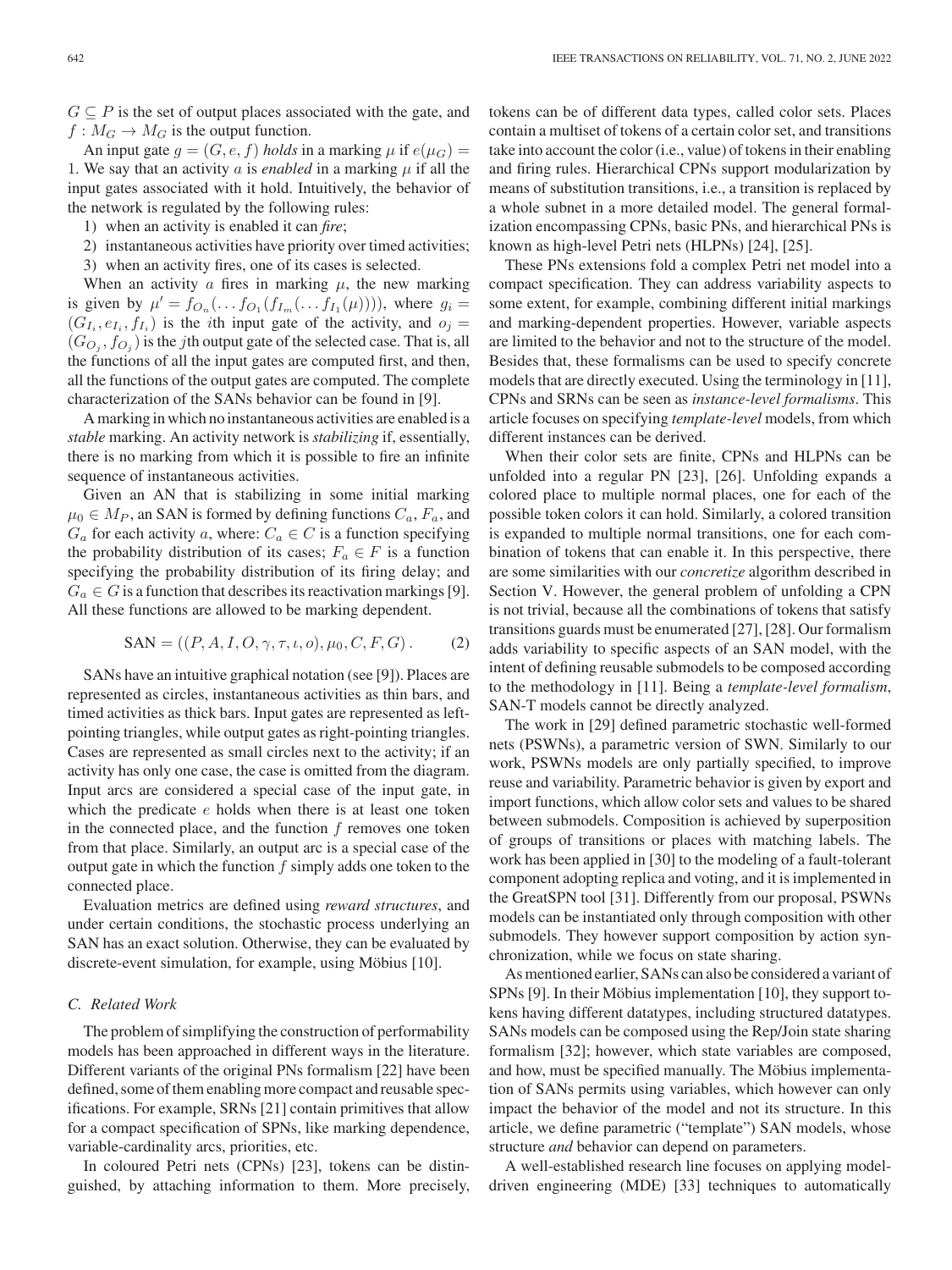$G \subseteq P$ is the set of output places associated with the gate, and $f : M_G \to M_G$ is the output function.

An input gate $g = (G, e, f)$ *holds* in a marking $\mu$ if $e(\mu_G) = 1$. We say that an activity $a$ is *enabled* in a marking $\mu$ if all the input gates associated with it hold. Intuitively, the behavior of the network is regulated by the following rules:

1) when an activity is enabled it can *fire*;
2) instantaneous activities have priority over timed activities;
3) when an activity fires, one of its cases is selected.

When an activity $a$ fires in marking $\mu$, the new marking is given by $\mu' = f_{O_n}(\ldots f_{O_1}(f_{I_m}(\ldots f_{I_1}(\mu))))$, where $g_i = (G_{I_i}, e_{I_i}, f_{I_i})$ is the $i$th input gate of the activity, and $o_j = (G_{O_j}, f_{O_j})$ is the $j$th output gate of the selected case. That is, all the functions of all the input gates are computed first, and then, all the functions of the output gates are computed. The complete characterization of the SANs behavior can be found in [9].

A marking in which no instantaneous activities are enabled is a *stable* marking. An activity network is *stabilizing* if, essentially, there is no marking from which it is possible to fire an infinite sequence of instantaneous activities.

Given an AN that is stabilizing in some initial marking $\mu_0 \in M_P$, an SAN is formed by defining functions $C_a$, $F_a$, and $G_a$ for each activity $a$, where: $C_a \in C$ is a function specifying the probability distribution of its cases; $F_a \in F$ is a function specifying the probability distribution of its firing delay; and $G_a \in G$ is a function that describes its reactivation markings [9]. All these functions are allowed to be marking dependent.

$$\text{SAN} = ((P, A, I, O, \gamma, \tau, \iota, o), \mu_0, C, F, G)\,. \tag{2}$$

SANs have an intuitive graphical notation (see [9]). Places are represented as circles, instantaneous activities as thin bars, and timed activities as thick bars. Input gates are represented as left-pointing triangles, while output gates as right-pointing triangles. Cases are represented as small circles next to the activity; if an activity has only one case, the case is omitted from the diagram. Input arcs are considered a special case of the input gate, in which the predicate $e$ holds when there is at least one token in the connected place, and the function $f$ removes one token from that place. Similarly, an output arc is a special case of the output gate in which the function $f$ simply adds one token to the connected place.

Evaluation metrics are defined using *reward structures*, and under certain conditions, the stochastic process underlying an SAN has an exact solution. Otherwise, they can be evaluated by discrete-event simulation, for example, using Möbius [10].

### C. Related Work

The problem of simplifying the construction of performability models has been approached in different ways in the literature. Different variants of the original PNs formalism [22] have been defined, some of them enabling more compact and reusable specifications. For example, SRNs [21] contain primitives that allow for a compact specification of SPNs, like marking dependence, variable-cardinality arcs, priorities, etc.

In coloured Petri nets (CPNs) [23], tokens can be distinguished, by attaching information to them. More precisely, tokens can be of different data types, called color sets. Places contain a multiset of tokens of a certain color set, and transitions take into account the color (i.e., value) of tokens in their enabling and firing rules. Hierarchical CPNs support modularization by means of substitution transitions, i.e., a transition is replaced by a whole subnet in a more detailed model. The general formalization encompassing CPNs, basic PNs, and hierarchical PNs is known as high-level Petri nets (HLPNs) [24], [25].

These PNs extensions fold a complex Petri net model into a compact specification. They can address variability aspects to some extent, for example, combining different initial markings and marking-dependent properties. However, variable aspects are limited to the behavior and not to the structure of the model. Besides that, these formalisms can be used to specify concrete models that are directly executed. Using the terminology in [11], CPNs and SRNs can be seen as *instance-level formalisms*. This article focuses on specifying *template-level* models, from which different instances can be derived.

When their color sets are finite, CPNs and HLPNs can be unfolded into a regular PN [23], [26]. Unfolding expands a colored place to multiple normal places, one for each of the possible token colors it can hold. Similarly, a colored transition is expanded to multiple normal transitions, one for each combination of tokens that can enable it. In this perspective, there are some similarities with our *concretize* algorithm described in Section V. However, the general problem of unfolding a CPN is not trivial, because all the combinations of tokens that satisfy transitions guards must be enumerated [27], [28]. Our formalism adds variability to specific aspects of an SAN model, with the intent of defining reusable submodels to be composed according to the methodology of [11]. Being a *template-level formalism*, SAN-T models cannot be directly analyzed.

The work in [29] defined parametric stochastic well-formed nets (PSWNs), a parametric version of SWN. Similarly to our work, PSWNs models are only partially specified, to improve reuse and variability. Parametric behavior is given by export and import functions, which allow color sets and values to be shared between submodels. Composition is achieved by superposition of groups of transitions or places with matching labels. The work has been applied in [30] to the modeling of a fault-tolerant component adopting replica and voting, and it is implemented in the GreatSPN tool [31]. Differently from our proposal, PSWNs models can be instantiated only through composition with other submodels. They however support composition by action synchronization, while we focus on state sharing.

As mentioned earlier, SANs can also be considered a variant of SPNs [9]. In their Möbius implementation [10], they support tokens having different datatypes, including structured datatypes. SANs models can be composed using the Rep/Join state sharing formalism [32]; however, which state variables are composed, and how, must be specified manually. The Möbius implementation of SANs permits using variables, which however can only impact the behavior of the model and not its structure. In this article, we define parametric ("template") SAN models, whose structure *and* behavior can depend on parameters.

A well-established research line focuses on applying model-driven engineering (MDE) [33] techniques to automatically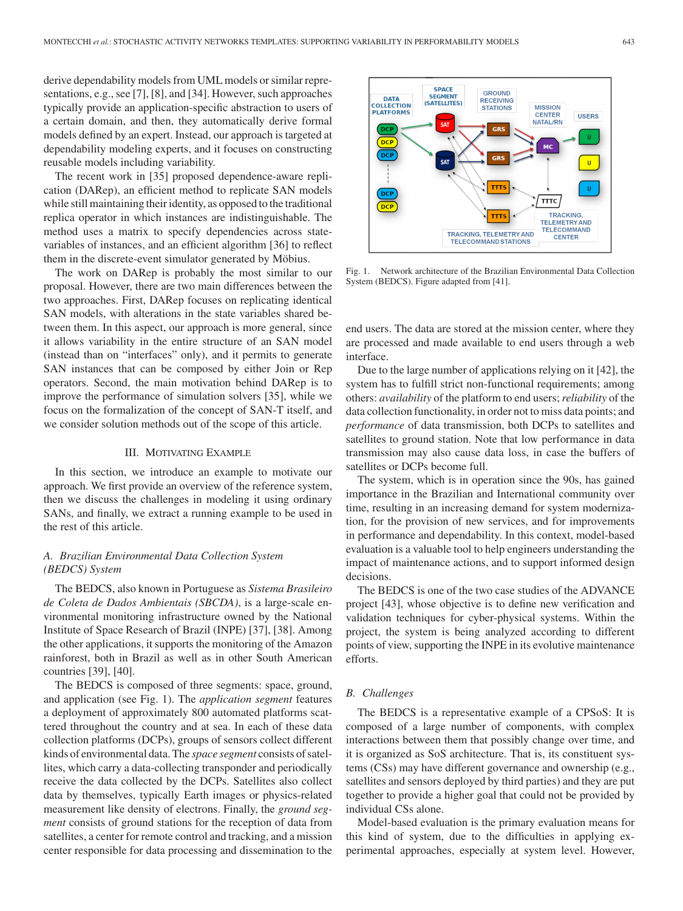derive dependability models from UML models or similar representations, e.g., see [7], [8], and [34]. However, such approaches typically provide an application-specific abstraction to users of a certain domain, and then, they automatically derive formal models defined by an expert. Instead, our approach is targeted at dependability modeling experts, and it focuses on constructing reusable models including variability.

The recent work in [35] proposed dependence-aware replication (DARep), an efficient method to replicate SAN models while still maintaining their identity, as opposed to the traditional replica operator in which instances are indistinguishable. The method uses a matrix to specify dependencies across state-variables of instances, and an efficient algorithm [36] to reflect them in the discrete-event simulator generated by Möbius.

The work on DARep is probably the most similar to our proposal. However, there are two main differences between the two approaches. First, DARep focuses on replicating identical SAN models, with alterations in the state variables shared between them. In this aspect, our approach is more general, since it allows variability in the entire structure of an SAN model (instead than on "interfaces" only), and it permits to generate SAN instances that can be composed by either Join or Rep operators. Second, the main motivation behind DARep is to improve the performance of simulation solvers [35], while we focus on the formalization of the concept of SAN-T itself, and we consider solution methods out of the scope of this article.

## III. Motivating Example

In this section, we introduce an example to motivate our approach. We first provide an overview of the reference system, then we discuss the challenges in modeling it using ordinary SANs, and finally, we extract a running example to be used in the rest of this article.

### A. Brazilian Environmental Data Collection System (BEDCS) System

The BEDCS, also known in Portuguese as *Sistema Brasileiro de Coleta de Dados Ambientais (SBCDA)*, is a large-scale environmental monitoring infrastructure owned by the National Institute of Space Research of Brazil (INPE) [37], [38]. Among the other applications, it supports the monitoring of the Amazon rainforest, both in Brazil as well as in other South American countries [39], [40].

The BEDCS is composed of three segments: space, ground, and application (see Fig. 1). The *application segment* features a deployment of approximately 800 automated platforms scattered throughout the country and at sea. In each of these data collection platforms (DCPs), groups of sensors collect different kinds of environmental data. The *space segment* consists of satellites, which carry a data-collecting transponder and periodically receive the data collected by the DCPs. Satellites also collect data by themselves, typically Earth images or physics-related measurement like density of electrons. Finally, the *ground segment* consists of ground stations for the reception of data from satellites, a center for remote control and tracking, and a mission center responsible for data processing and dissemination to the end users. The data are stored at the mission center, where they are processed and made available to end users through a web interface.

Fig. 1. Network architecture of the Brazilian Environmental Data Collection System (BEDCS). Figure adapted from [41].

Due to the large number of applications relying on it [42], the system has to fulfill strict non-functional requirements; among others: *availability* of the platform to end users; *reliability* of the data collection functionality, in order not to miss data points; and *performance* of data transmission, both DCPs to satellites and satellites to ground station. Note that low performance in data transmission may also cause data loss, in case the buffers of satellites or DCPs become full.

The system, which is in operation since the 90s, has gained importance in the Brazilian and International community over time, resulting in an increasing demand for system modernization, for the provision of new services, and for improvements in performance and dependability. In this context, model-based evaluation is a valuable tool to help engineers understanding the impact of maintenance actions, and to support informed design decisions.

The BEDCS is one of the two case studies of the ADVANCE project [43], whose objective is to define new verification and validation techniques for cyber-physical systems. Within the project, the system is being analyzed according to different points of view, supporting the INPE in its evolutive maintenance efforts.

### B. Challenges

The BEDCS is a representative example of a CPSoS: It is composed of a large number of components, with complex interactions between them that possibly change over time, and it is organized as SoS architecture. That is, its constituent systems (CSs) may have different governance and ownership (e.g., satellites and sensors deployed by third parties) and they are put together to provide a higher goal that could not be provided by individual CSs alone.

Model-based evaluation is the primary evaluation means for this kind of system, due to the difficulties in applying experimental approaches, especially at system level. However,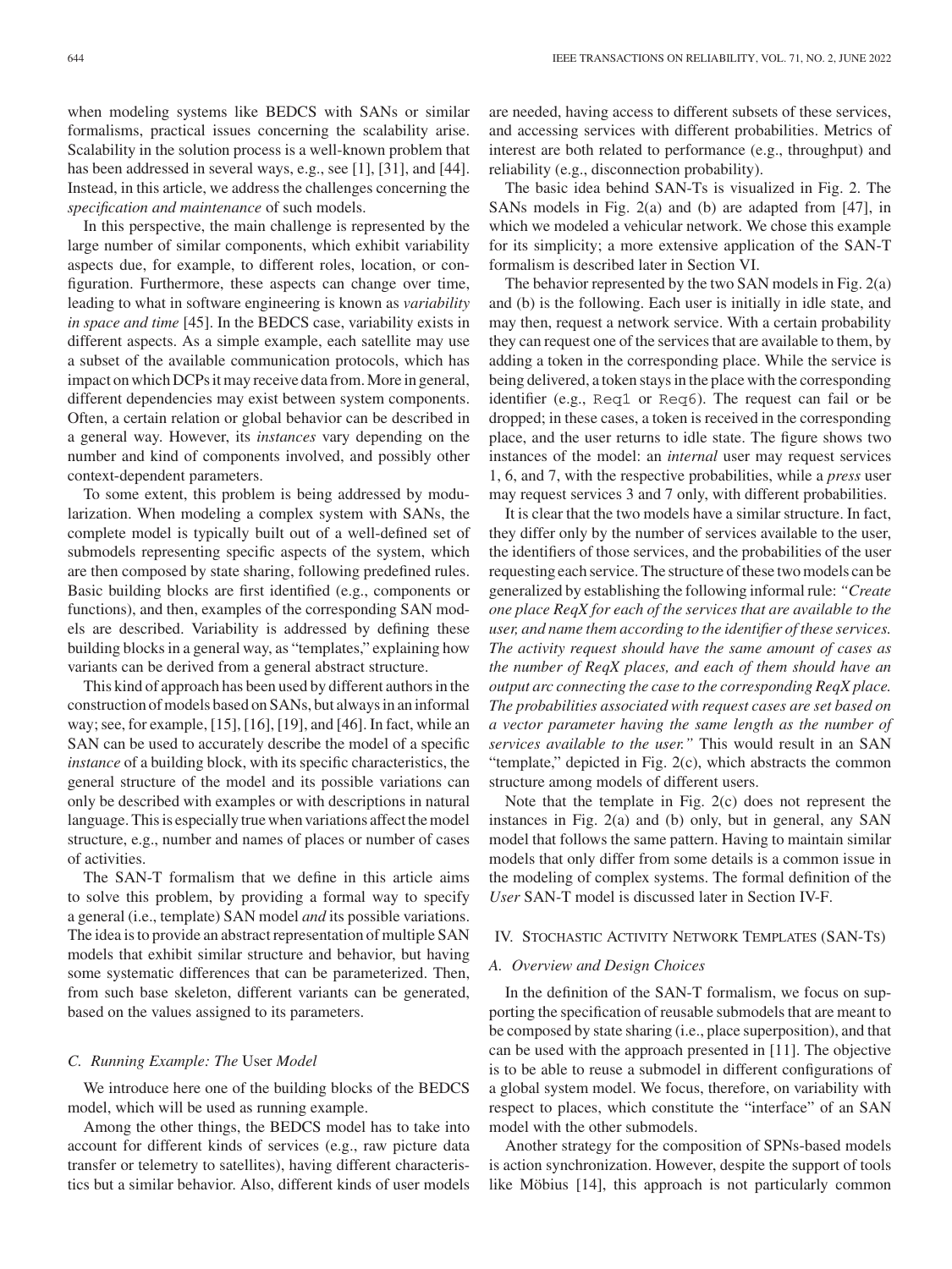when modeling systems like BEDCS with SANs or similar formalisms, practical issues concerning the scalability arise. Scalability in the solution process is a well-known problem that has been addressed in several ways, e.g., see [1], [31], and [44]. Instead, in this article, we address the challenges concerning the *specification and maintenance* of such models.

In this perspective, the main challenge is represented by the large number of similar components, which exhibit variability aspects due, for example, to different roles, location, or configuration. Furthermore, these aspects can change over time, leading to what in software engineering is known as *variability in space and time* [45]. In the BEDCS case, variability exists in different aspects. As a simple example, each satellite may use a subset of the available communication protocols, which has impact on which DCPs it may receive data from. More in general, different dependencies may exist between system components. Often, a certain relation or global behavior can be described in a general way. However, its *instances* vary depending on the number and kind of components involved, and possibly other context-dependent parameters.

To some extent, this problem is being addressed by modularization. When modeling a complex system with SANs, the complete model is typically built out of a well-defined set of submodels representing specific aspects of the system, which are then composed by state sharing, following predefined rules. Basic building blocks are first identified (e.g., components or functions), and then, examples of the corresponding SAN models are described. Variability is addressed by defining these building blocks in a general way, as "templates," explaining how variants can be derived from a general abstract structure.

This kind of approach has been used by different authors in the construction of models based on SANs, but always in an informal way; see, for example, [15], [16], [19], and [46]. In fact, while an SAN can be used to accurately describe the model of a specific *instance* of a building block, with its specific characteristics, the general structure of the model and its possible variations can only be described with examples or with descriptions in natural language. This is especially true when variations affect the model structure, e.g., number and names of places or number of cases of activities.

The SAN-T formalism that we define in this article aims to solve this problem, by providing a formal way to specify a general (i.e., template) SAN model *and* its possible variations. The idea is to provide an abstract representation of multiple SAN models that exhibit similar structure and behavior, but having some systematic differences that can be parameterized. Then, from such base skeleton, different variants can be generated, based on the values assigned to its parameters.

### C. Running Example: The *User* Model

We introduce here one of the building blocks of the BEDCS model, which will be used as running example.

Among the other things, the BEDCS model has to take into account for different kinds of services (e.g., raw picture data transfer or telemetry to satellites), having different characteristics but a similar behavior. Also, different kinds of user models are needed, having access to different subsets of these services, and accessing services with different probabilities. Metrics of interest are both related to performance (e.g., throughput) and reliability (e.g., disconnection probability).

The basic idea behind SAN-Ts is visualized in Fig. 2. The SANs models in Fig. 2(a) and (b) are adapted from [47], in which we modeled a vehicular network. We chose this example for its simplicity; a more extensive application of the SAN-T formalism is described later in Section VI.

The behavior represented by the two SAN models in Fig. 2(a) and (b) is the following. Each user is initially in idle state, and may then, request a network service. With a certain probability they can request one of the services that are available to them, by adding a token in the corresponding place. While the service is being delivered, a token stays in the place with the corresponding identifier (e.g., `Req1` or `Req6`). The request can fail or be dropped; in these cases, a token is received in the corresponding place, and the user returns to idle state. The figure shows two instances of the model: an *internal* user may request services 1, 6, and 7, with the respective probabilities, while a *press* user may request services 3 and 7 only, with different probabilities.

It is clear that the two models have a similar structure. In fact, they differ only by the number of services available to the user, the identifiers of those services, and the probabilities of the user requesting each service. The structure of these two models can be generalized by establishing the following informal rule: *"Create one place ReqX for each of the services that are available to the user, and name them according to the identifier of these services. The activity request should have the same amount of cases as the number of ReqX places, and each of them should have an output arc connecting the case to the corresponding ReqX place. The probabilities associated with request cases are set based on a vector parameter having the same length as the number of services available to the user."* This would result in an SAN "template," depicted in Fig. 2(c), which abstracts the common structure among models of different users.

Note that the template in Fig. 2(c) does not represent the instances in Fig. 2(a) and (b) only, but in general, any SAN model that follows the same pattern. Having to maintain similar models that only differ from some details is a common issue in the modeling of complex systems. The formal definition of the *User* SAN-T model is discussed later in Section IV-F.

## IV. Stochastic Activity Network Templates (SAN-Ts)

### A. Overview and Design Choices

In the definition of the SAN-T formalism, we focus on supporting the specification of reusable submodels that are meant to be composed by state sharing (i.e., place superposition), and that can be used with the approach presented in [11]. The objective is to be able to reuse a submodel in different configurations of a global system model. We focus, therefore, on variability with respect to places, which constitute the "interface" of an SAN model with the other submodels.

Another strategy for the composition of SPNs-based models is action synchronization. However, despite the support of tools like Möbius [14], this approach is not particularly common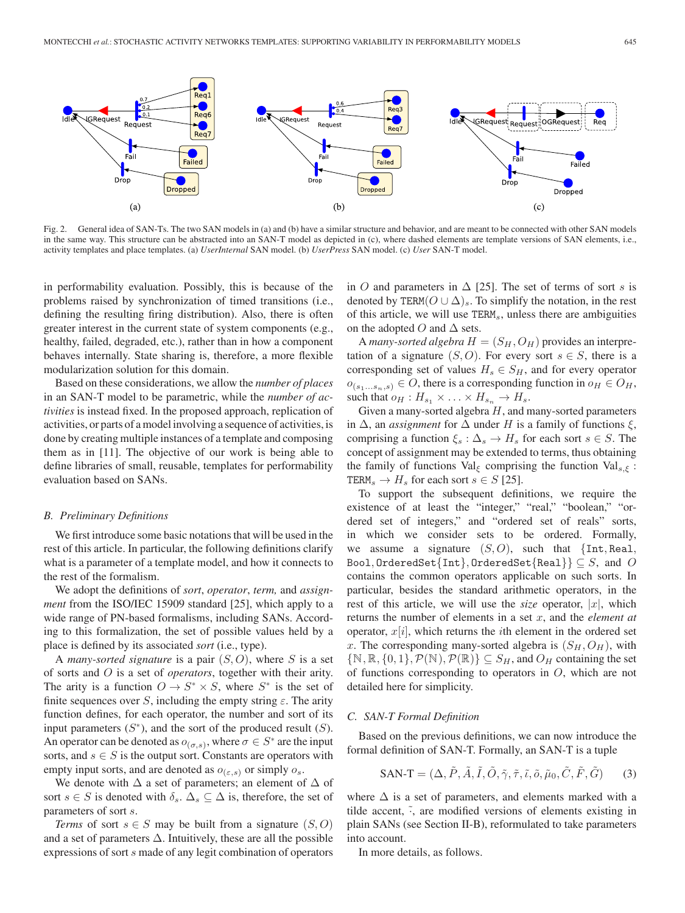Fig. 2. General idea of SAN-Ts. The two SAN models in (a) and (b) have a similar structure and behavior, and are meant to be connected with other SAN models in the same way. This structure can be abstracted into an SAN-T model as depicted in (c), where dashed elements are template versions of SAN elements, i.e., activity templates and place templates. (a) *UserInternal* SAN model. (b) *UserPress* SAN model. (c) *User* SAN-T model.

in performability evaluation. Possibly, this is because of the problems raised by synchronization of timed transitions (i.e., defining the resulting firing distribution). Also, there is often greater interest in the current state of system components (e.g., healthy, failed, degraded, etc.), rather than in how a component behaves internally. State sharing is, therefore, a more flexible modularization solution for this domain.

Based on these considerations, we allow the *number of places* in an SAN-T model to be parametric, while the *number of activities* is instead fixed. In the proposed approach, replication of activities, or parts of a model involving a sequence of activities, is done by creating multiple instances of a template and composing them as in [11]. The objective of our work is being able to define libraries of small, reusable, templates for performability evaluation based on SANs.

### B. Preliminary Definitions

We first introduce some basic notations that will be used in the rest of this article. In particular, the following definitions clarify what is a parameter of a template model, and how it connects to the rest of the formalism.

We adopt the definitions of *sort*, *operator*, *term,* and *assignment* from the ISO/IEC 15909 standard [25], which apply to a wide range of PN-based formalisms, including SANs. According to this formalization, the set of possible values held by a place is defined by its associated *sort* (i.e., type).

A *many-sorted signature* is a pair $(S, O)$, where $S$ is a set of sorts and $O$ is a set of *operators*, together with their arity. The arity is a function $O \rightarrow S^* \times S$, where $S^*$ is the set of finite sequences over $S$, including the empty string $\varepsilon$. The arity function defines, for each operator, the number and sort of its input parameters ($S^*$), and the sort of the produced result ($S$). An operator can be denoted as $o_{(\sigma,s)}$, where $\sigma \in S^*$ are the input sorts, and $s \in S$ is the output sort. Constants are operators with empty input sorts, and are denoted as $o_{(\varepsilon,s)}$ or simply $o_s$.

We denote with $\Delta$ a set of parameters; an element of $\Delta$ of sort $s \in S$ is denoted with $\delta_s$. $\Delta_s \subseteq \Delta$ is, therefore, the set of parameters of sort $s$.

*Terms* of sort $s \in S$ may be built from a signature $(S, O)$ and a set of parameters $\Delta$. Intuitively, these are all the possible expressions of sort $s$ made of any legit combination of operators in $O$ and parameters in $\Delta$ [25]. The set of terms of sort $s$ is denoted by $\texttt{TERM}(O \cup \Delta)_s$. To simplify the notation, in the rest of this article, we will use $\texttt{TERM}_s$, unless there are ambiguities on the adopted $O$ and $\Delta$ sets.

A *many-sorted algebra* $H = (S_H, O_H)$ provides an interpretation of a signature $(S, O)$. For every sort $s \in S$, there is a corresponding set of values $H_s \in S_H$, and for every operator $o_{(s_1 \ldots s_n, s)} \in O$, there is a corresponding function in $o_H \in O_H$, such that $o_H : H_{s_1} \times \ldots \times H_{s_n} \rightarrow H_s$.

Given a many-sorted algebra $H$, and many-sorted parameters in $\Delta$, an *assignment* for $\Delta$ under $H$ is a family of functions $\xi$, comprising a function $\xi_s : \Delta_s \rightarrow H_s$ for each sort $s \in S$. The concept of assignment may be extended to terms, thus obtaining the family of functions $\text{Val}_\xi$ comprising the function $\text{Val}_{s,\xi} : \texttt{TERM}_s \rightarrow H_s$ for each sort $s \in S$ [25].

To support the subsequent definitions, we require the existence of at least the "integer," "real," "boolean," "ordered set of integers," and "ordered set of reals" sorts, in which we consider sets to be ordered. Formally, we assume a signature $(S, O)$, such that $\{\texttt{Int}, \texttt{Real}, \texttt{Bool}, \texttt{OrderedSet}\{\texttt{Int}\}, \texttt{OrderedSet}\{\texttt{Real}\}\} \subseteq S$, and $O$ contains the common operators applicable on such sorts. In particular, besides the standard arithmetic operators, in the rest of this article, we will use the *size* operator, $|x|$, which returns the number of elements in a set $x$, and the *element at* operator, $x[i]$, which returns the $i$th element in the ordered set $x$. The corresponding many-sorted algebra is $(S_H, O_H)$, with $\{\mathbb{N}, \mathbb{R}, \{0, 1\}, \mathcal{P}(\mathbb{N}), \mathcal{P}(\mathbb{R})\} \subseteq S_H$, and $O_H$ containing the set of functions corresponding to operators in $O$, which are not detailed here for simplicity.

### C. SAN-T Formal Definition

Based on the previous definitions, we can now introduce the formal definition of SAN-T. Formally, an SAN-T is a tuple

$$\text{SAN-T} = (\Delta, \tilde{P}, \tilde{A}, \tilde{I}, \tilde{O}, \tilde{\gamma}, \tilde{\tau}, \tilde{\iota}, \tilde{o}, \tilde{\mu}_0, \tilde{C}, \tilde{F}, \tilde{G}) \tag{3}$$

where $\Delta$ is a set of parameters, and elements marked with a tilde accent, $\tilde{\cdot}$, are modified versions of elements existing in plain SANs (see Section II-B), reformulated to take parameters into account.

In more details, as follows.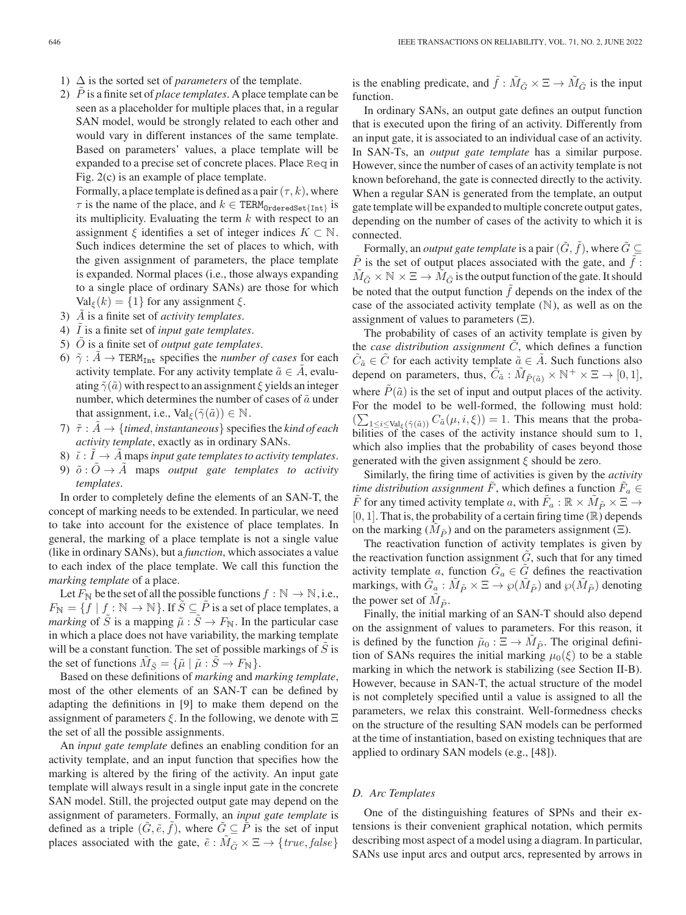1) $\Delta$ is the sorted set of *parameters* of the template.
2) $\tilde{P}$ is a finite set of *place templates*. A place template can be seen as a placeholder for multiple places that, in a regular SAN model, would be strongly related to each other and would vary in different instances of the same template. Based on parameters' values, a place template will be expanded to a precise set of concrete places. Place `Req` in Fig. 2(c) is an example of place template.

   Formally, a place template is defined as a pair $(\tau, k)$, where $\tau$ is the name of the place, and $k \in \mathtt{TERM}_{\mathtt{OrderedSet\{Int\}}}$ is its multiplicity. Evaluating the term $k$ with respect to an assignment $\xi$ identifies a set of integer indices $K \subset \mathbb{N}$. Such indices determine the set of places to which, with the given assignment of parameters, the place template is expanded. Normal places (i.e., those always expanding to a single place of ordinary SANs) are those for which $\mathrm{Val}_\xi(k) = \{1\}$ for any assignment $\xi$.
3) $\tilde{A}$ is a finite set of *activity templates*.
4) $\tilde{I}$ is a finite set of *input gate templates*.
5) $\tilde{O}$ is a finite set of *output gate templates*.
6) $\tilde{\gamma} : \tilde{A} \to \mathtt{TERM}_{\mathtt{Int}}$ specifies the *number of cases* for each activity template. For any activity template $\tilde{a} \in \tilde{A}$, evaluating $\tilde{\gamma}(\tilde{a})$ with respect to an assignment $\xi$ yields an integer number, which determines the number of cases of $\tilde{a}$ under that assignment, i.e., $\mathrm{Val}_\xi(\tilde{\gamma}(\tilde{a})) \in \mathbb{N}$.
7) $\tilde{\tau} : \tilde{A} \to \{\textit{timed}, \textit{instantaneous}\}$ specifies the *kind of each activity template*, exactly as in ordinary SANs.
8) $\tilde{\iota} : \tilde{I} \to \tilde{A}$ maps *input gate templates to activity templates*.
9) $\tilde{o} : \tilde{O} \to \tilde{A}$ maps *output gate templates to activity templates*.

In order to completely define the elements of an SAN-T, the concept of marking needs to be extended. In particular, we need to take into account for the existence of place templates. In general, the marking of a place template is not a single value (like in ordinary SANs), but a *function*, which associates a value to each index of the place template. We call this function the *marking template* of a place.

Let $F_{\mathbb{N}}$ be the set of all the possible functions $f : \mathbb{N} \to \mathbb{N}$, i.e., $F_{\mathbb{N}} = \{f \mid f : \mathbb{N} \to \mathbb{N}\}$. If $\tilde{S} \subseteq \tilde{P}$ is a set of place templates, a *marking* of $\tilde{S}$ is a mapping $\tilde{\mu} : \tilde{S} \to F_{\mathbb{N}}$. In the particular case in which a place does not have variability, the marking template will be a constant function. The set of possible markings of $\tilde{S}$ is the set of functions $\tilde{M}_{\tilde{S}} = \{\tilde{\mu} \mid \tilde{\mu} : \tilde{S} \to F_{\mathbb{N}}\}$.

Based on these definitions of *marking* and *marking template*, most of the other elements of an SAN-T can be defined by adapting the definitions in [9] to make them depend on the assignment of parameters $\xi$. In the following, we denote with $\Xi$ the set of all the possible assignments.

An *input gate template* defines an enabling condition for an activity template, and an input function that specifies how the marking is altered by the firing of the activity. An input gate template will always result in a single input gate in the concrete SAN model. Still, the projected output gate may depend on the assignment of parameters. Formally, an *input gate template* is defined as a triple $(\tilde{G}, \tilde{e}, \tilde{f})$, where $\tilde{G} \subseteq \tilde{P}$ is the set of input places associated with the gate, $\tilde{e} : \tilde{M}_{\tilde{G}} \times \Xi \to \{true, false\}$ is the enabling predicate, and $\tilde{f} : \tilde{M}_{\tilde{G}} \times \Xi \to \tilde{M}_{\tilde{G}}$ is the input function.

In ordinary SANs, an output gate defines an output function that is executed upon the firing of an activity. Differently from an input gate, it is associated to an individual case of an activity. In SAN-Ts, an *output gate template* has a similar purpose. However, since the number of cases of an activity template is not known beforehand, the gate is connected directly to the activity. When a regular SAN is generated from the template, an output gate template will be expanded to multiple concrete output gates, depending on the number of cases of the activity to which it is connected.

Formally, an *output gate template* is a pair $(\tilde{G}, \tilde{f})$, where $\tilde{G} \subseteq \tilde{P}$ is the set of output places associated with the gate, and $\tilde{f} : \tilde{M}_{\tilde{G}} \times \mathbb{N} \times \Xi \to \tilde{M}_{\tilde{G}}$ is the output function of the gate. It should be noted that the output function $\tilde{f}$ depends on the index of the case of the associated activity template ($\mathbb{N}$), as well as on the assignment of values to parameters ($\Xi$).

The probability of cases of an activity template is given by the *case distribution assignment* $\tilde{C}$, which defines a function $\tilde{C}_{\tilde{a}} \in \tilde{C}$ for each activity template $\tilde{a} \in \tilde{A}$. Such functions also depend on parameters, thus, $\tilde{C}_{\tilde{a}} : \tilde{M}_{\tilde{P}(\tilde{a})} \times \mathbb{N}^+ \times \Xi \to [0, 1]$, where $\tilde{P}(\tilde{a})$ is the set of input and output places of the activity. For the model to be well-formed, the following must hold: $(\sum_{1 \le i \le \mathrm{Val}_\xi(\tilde{\gamma}(\tilde{a}))} C_{\tilde{a}}(\mu, i, \xi)) = 1$. This means that the probabilities of the cases of the activity instance should sum to 1, which also implies that the probability of cases beyond those generated with the given assignment $\xi$ should be zero.

Similarly, the firing time of activities is given by the *activity time distribution assignment* $\tilde{F}$, which defines a function $\tilde{F}_a \in \tilde{F}$ for any timed activity template $a$, with $\tilde{F}_a : \mathbb{R} \times \tilde{M}_{\tilde{P}} \times \Xi \to [0, 1]$. That is, the probability of a certain firing time ($\mathbb{R}$) depends on the marking ($\tilde{M}_{\tilde{P}}$) and on the parameters assignment ($\Xi$).

The reactivation function of activity templates is given by the reactivation function assignment $\tilde{G}$, such that for any timed activity template $a$, function $\tilde{G}_a \in \tilde{G}$ defines the reactivation markings, with $\tilde{G}_a : \tilde{M}_{\tilde{P}} \times \Xi \to \wp(\tilde{M}_{\tilde{P}})$ and $\wp(\tilde{M}_{\tilde{P}})$ denoting the power set of $\tilde{M}_{\tilde{P}}$.

Finally, the initial marking of an SAN-T should also depend on the assignment of values to parameters. For this reason, it is defined by the function $\tilde{\mu}_0 : \Xi \to \tilde{M}_{\tilde{P}}$. The original definition of SANs requires the initial marking $\mu_0(\xi)$ to be a stable marking in which the network is stabilizing (see Section II-B). However, because in SAN-T, the actual structure of the model is not completely specified until a value is assigned to all the parameters, we relax this constraint. Well-formedness checks on the structure of the resulting SAN models can be performed at the time of instantiation, based on existing techniques that are applied to ordinary SAN models (e.g., [48]).

### D. Arc Templates

One of the distinguishing features of SPNs and their extensions is their convenient graphical notation, which permits describing most aspect of a model using a diagram. In particular, SANs use input arcs and output arcs, represented by arrows in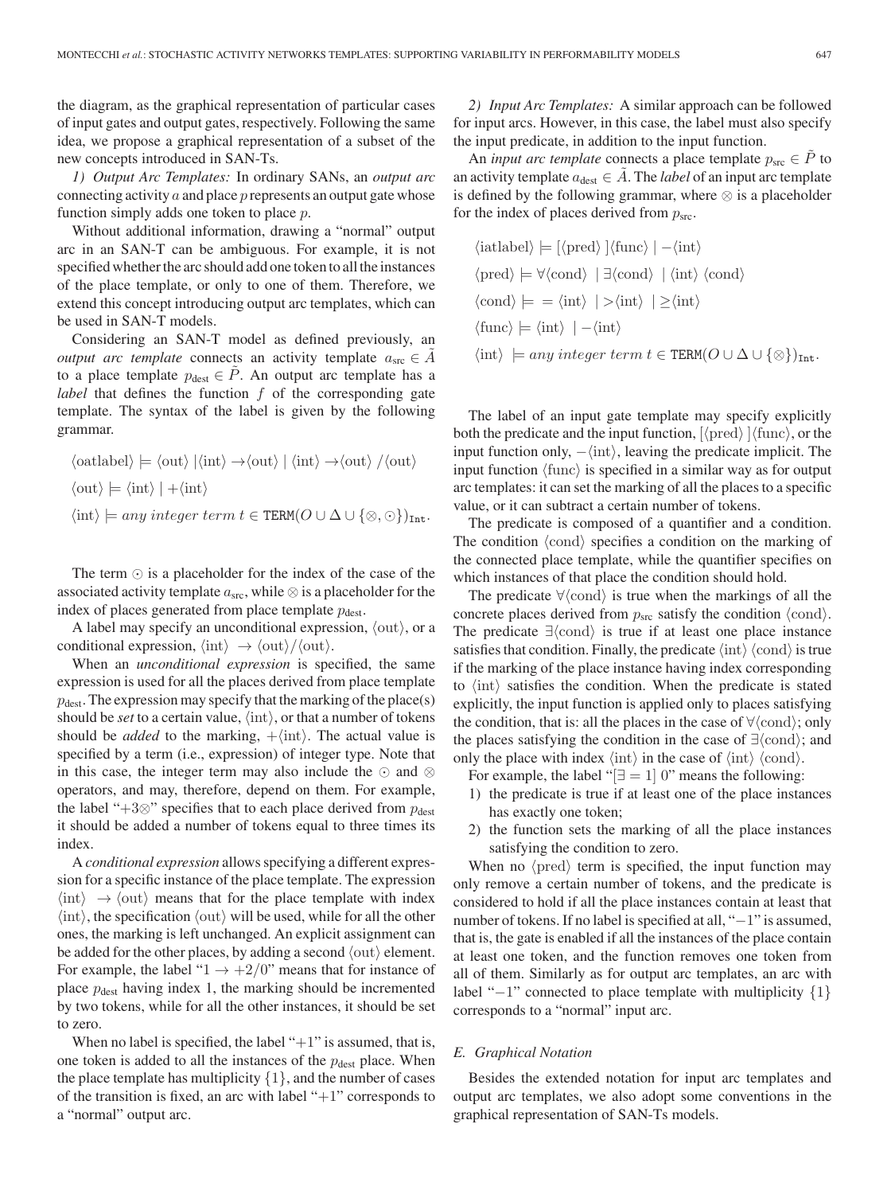the diagram, as the graphical representation of particular cases of input gates and output gates, respectively. Following the same idea, we propose a graphical representation of a subset of the new concepts introduced in SAN-Ts.

*1) Output Arc Templates:* In ordinary SANs, an *output arc* connecting activity $a$ and place $p$ represents an output gate whose function simply adds one token to place $p$.

Without additional information, drawing a "normal" output arc in an SAN-T can be ambiguous. For example, it is not specified whether the arc should add one token to all the instances of the place template, or only to one of them. Therefore, we extend this concept introducing output arc templates, which can be used in SAN-T models.

Considering an SAN-T model as defined previously, an *output arc template* connects an activity template $a_{\text{src}} \in \tilde{A}$ to a place template $p_{\text{dest}} \in \tilde{P}$. An output arc template has a *label* that defines the function $f$ of the corresponding gate template. The syntax of the label is given by the following grammar.

$$\langle \text{oatlabel} \rangle \models \langle \text{out} \rangle \,|\langle \text{int} \rangle \rightarrow \langle \text{out} \rangle \,|\, \langle \text{int} \rangle \rightarrow \langle \text{out} \rangle \,/\langle \text{out} \rangle$$

$$\langle \text{out} \rangle \models \langle \text{int} \rangle \,|\, +\langle \text{int} \rangle$$

$$\langle \text{int} \rangle \models \textit{any integer term } t \in \texttt{TERM}(O \cup \Delta \cup \{\otimes, \odot\})_{\texttt{Int}}.$$

The term $\odot$ is a placeholder for the index of the case of the associated activity template $a_{\text{src}}$, while $\otimes$ is a placeholder for the index of places generated from place template $p_{\text{dest}}$.

A label may specify an unconditional expression, $\langle \text{out} \rangle$, or a conditional expression, $\langle \text{int} \rangle \rightarrow \langle \text{out} \rangle / \langle \text{out} \rangle$.

When an *unconditional expression* is specified, the same expression is used for all the places derived from place template $p_{\text{dest}}$. The expression may specify that the marking of the place(s) should be *set* to a certain value, $\langle \text{int} \rangle$, or that a number of tokens should be *added* to the marking, $+\langle \text{int} \rangle$. The actual value is specified by a term (i.e., expression) of integer type. Note that in this case, the integer term may also include the $\odot$ and $\otimes$ operators, and may, therefore, depend on them. For example, the label "$+3\otimes$" specifies that to each place derived from $p_{\text{dest}}$ it should be added a number of tokens equal to three times its index.

A *conditional expression* allows specifying a different expression for a specific instance of the place template. The expression $\langle \text{int} \rangle \rightarrow \langle \text{out} \rangle$ means that for the place template with index $\langle \text{int} \rangle$, the specification $\langle \text{out} \rangle$ will be used, while for all the other ones, the marking is left unchanged. An explicit assignment can be added for the other places, by adding a second $\langle \text{out} \rangle$ element. For example, the label "$1 \rightarrow +2/0$" means that for instance of place $p_{\text{dest}}$ having index 1, the marking should be incremented by two tokens, while for all the other instances, it should be set to zero.

When no label is specified, the label "$+1$" is assumed, that is, one token is added to all the instances of the $p_{\text{dest}}$ place. When the place template has multiplicity $\{1\}$, and the number of cases of the transition is fixed, an arc with label "$+1$" corresponds to a "normal" output arc.

*2) Input Arc Templates:* A similar approach can be followed for input arcs. However, in this case, the label must also specify the input predicate, in addition to the input function.

An *input arc template* connects a place template $p_{\text{src}} \in \tilde{P}$ to an activity template $a_{\text{dest}} \in \tilde{A}$. The *label* of an input arc template is defined by the following grammar, where $\otimes$ is a placeholder for the index of places derived from $p_{\text{src}}$.

$$\langle \text{iatlabel} \rangle \models [\langle \text{pred} \rangle\,]\langle \text{func} \rangle \,|\, -\langle \text{int} \rangle$$

$$\langle \text{pred} \rangle \models \forall \langle \text{cond} \rangle \;\,|\, \exists \langle \text{cond} \rangle \;\,|\, \langle \text{int} \rangle \; \langle \text{cond} \rangle$$

$$\langle \text{cond} \rangle \models \; = \langle \text{int} \rangle \;\,|\, > \langle \text{int} \rangle \;\,|\, \geq \langle \text{int} \rangle$$

$$\langle \text{func} \rangle \models \langle \text{int} \rangle \;\,|\, -\langle \text{int} \rangle$$

$$\langle \text{int} \rangle \; \models \textit{any integer term } t \in \texttt{TERM}(O \cup \Delta \cup \{\otimes\})_{\texttt{Int}}.$$

The label of an input gate template may specify explicitly both the predicate and the input function, $[\langle \text{pred} \rangle\,]\langle \text{func} \rangle$, or the input function only, $-\langle \text{int} \rangle$, leaving the predicate implicit. The input function $\langle \text{func} \rangle$ is specified in a similar way as for output arc templates: it can set the marking of all the places to a specific value, or it can subtract a certain number of tokens.

The predicate is composed of a quantifier and a condition. The condition $\langle \text{cond} \rangle$ specifies a condition on the marking of the connected place template, while the quantifier specifies on which instances of that place the condition should hold.

The predicate $\forall \langle \text{cond} \rangle$ is true when the markings of all the concrete places derived from $p_{\text{src}}$ satisfy the condition $\langle \text{cond} \rangle$. The predicate $\exists \langle \text{cond} \rangle$ is true if at least one place instance satisfies that condition. Finally, the predicate $\langle \text{int} \rangle \; \langle \text{cond} \rangle$ is true if the marking of the place instance having index corresponding to $\langle \text{int} \rangle$ satisfies the condition. When the predicate is stated explicitly, the input function is applied only to places satisfying the condition, that is: all the places in the case of $\forall \langle \text{cond} \rangle$; only the places satisfying the condition in the case of $\exists \langle \text{cond} \rangle$; and only the place with index $\langle \text{int} \rangle$ in the case of $\langle \text{int} \rangle \; \langle \text{cond} \rangle$.

For example, the label "$[\exists = 1]\; 0$" means the following:

1) the predicate is true if at least one of the place instances has exactly one token;
2) the function sets the marking of all the place instances satisfying the condition to zero.

When no $\langle \text{pred} \rangle$ term is specified, the input function may only remove a certain number of tokens, and the predicate is considered to hold if all the place instances contain at least that number of tokens. If no label is specified at all, "$-1$" is assumed, that is, the gate is enabled if all the instances of the place contain at least one token, and the function removes one token from all of them. Similarly as for output arc templates, an arc with label "$-1$" connected to place template with multiplicity $\{1\}$ corresponds to a "normal" input arc.

### *E. Graphical Notation*

Besides the extended notation for input arc templates and output arc templates, we also adopt some conventions in the graphical representation of SAN-Ts models.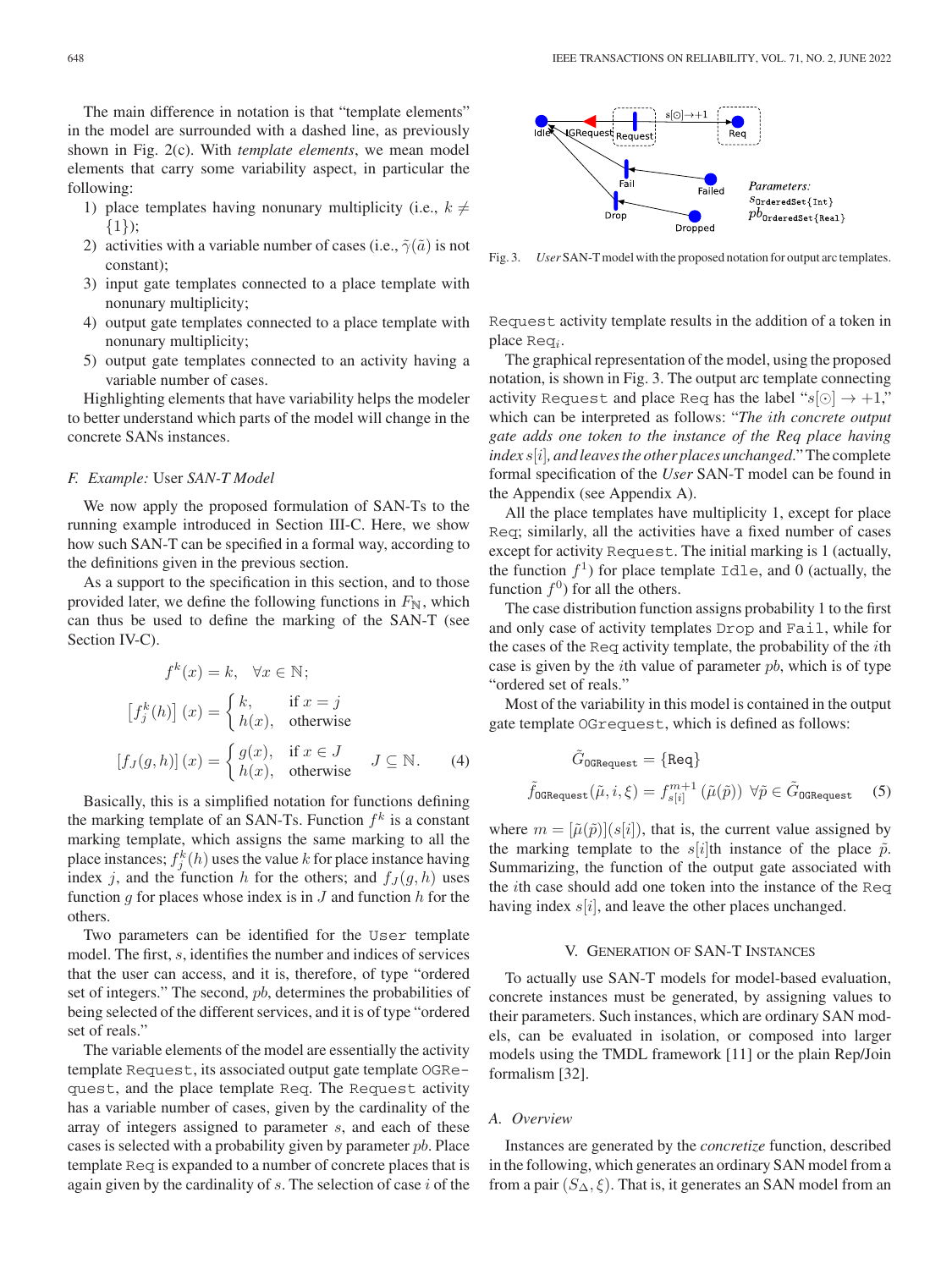The main difference in notation is that "template elements" in the model are surrounded with a dashed line, as previously shown in Fig. 2(c). With *template elements*, we mean model elements that carry some variability aspect, in particular the following:

1) place templates having nonunary multiplicity (i.e., $k \neq \{1\}$);
2) activities with a variable number of cases (i.e., $\tilde{\gamma}(\tilde{a})$ is not constant);
3) input gate templates connected to a place template with nonunary multiplicity;
4) output gate templates connected to a place template with nonunary multiplicity;
5) output gate templates connected to an activity having a variable number of cases.

Highlighting elements that have variability helps the modeler to better understand which parts of the model will change in the concrete SANs instances.

### F. Example: User *SAN-T Model*

We now apply the proposed formulation of SAN-Ts to the running example introduced in Section III-C. Here, we show how such SAN-T can be specified in a formal way, according to the definitions given in the previous section.

As a support to the specification in this section, and to those provided later, we define the following functions in $F_{\mathbb{N}}$, which can thus be used to define the marking of the SAN-T (see Section IV-C).

$$f^k(x) = k, \quad \forall x \in \mathbb{N};$$

$$\left[f^k_j(h)\right](x) = \begin{cases} k, & \text{if } x = j \\ h(x), & \text{otherwise} \end{cases}$$

$$\left[f_J(g, h)\right](x) = \begin{cases} g(x), & \text{if } x \in J \\ h(x), & \text{otherwise} \end{cases} \quad J \subseteq \mathbb{N}. \tag{4}$$

Basically, this is a simplified notation for functions defining the marking template of an SAN-Ts. Function $f^k$ is a constant marking template, which assigns the same marking to all the place instances; $f^k_j(h)$ uses the value $k$ for place instance having index $j$, and the function $h$ for the others; and $f_J(g, h)$ uses function $g$ for places whose index is in $J$ and function $h$ for the others.

Two parameters can be identified for the `User` template model. The first, $s$, identifies the number and indices of services that the user can access, and it is, therefore, of type "ordered set of integers." The second, $pb$, determines the probabilities of being selected of the different services, and it is of type "ordered set of reals."

The variable elements of the model are essentially the activity template `Request`, its associated output gate template `OGRequest`, and the place template `Req`. The `Request` activity has a variable number of cases, given by the cardinality of the array of integers assigned to parameter $s$, and each of these cases is selected with a probability given by parameter $pb$. Place template `Req` is expanded to a number of concrete places that is again given by the cardinality of $s$. The selection of case $i$ of the `Request` activity template results in the addition of a token in place $\texttt{Req}_i$.

Fig. 3. *User* SAN-T model with the proposed notation for output arc templates.

The graphical representation of the model, using the proposed notation, is shown in Fig. 3. The output arc template connecting activity `Request` and place `Req` has the label "$s[\odot] \rightarrow +1$," which can be interpreted as follows: "*The ith concrete output gate adds one token to the instance of the Req place having index* $s[i]$*, and leaves the other places unchanged*." The complete formal specification of the *User* SAN-T model can be found in the Appendix (see Appendix A).

All the place templates have multiplicity 1, except for place `Req`; similarly, all the activities have a fixed number of cases except for activity `Request`. The initial marking is 1 (actually, the function $f^1$) for place template `Idle`, and 0 (actually, the function $f^0$) for all the others.

The case distribution function assigns probability 1 to the first and only case of activity templates `Drop` and `Fail`, while for the cases of the `Req` activity template, the probability of the $i$th case is given by the $i$th value of parameter $pb$, which is of type "ordered set of reals."

Most of the variability in this model is contained in the output gate template `OGrequest`, which is defined as follows:

$$\tilde{G}_{\texttt{OGRequest}} = \{\texttt{Req}\}$$
$$\tilde{f}_{\texttt{OGRequest}}(\tilde{\mu}, i, \xi) = f^{m+1}_{s[i]}\left(\tilde{\mu}(\tilde{p})\right) \; \forall \tilde{p} \in \tilde{G}_{\texttt{OGRequest}} \tag{5}$$

where $m = [\tilde{\mu}(\tilde{p})](s[i])$, that is, the current value assigned by the marking template to the $s[i]$th instance of the place $\tilde{p}$. Summarizing, the function of the output gate associated with the $i$th case should add one token into the instance of the `Req` having index $s[i]$, and leave the other places unchanged.

## V. Generation of SAN-T Instances

To actually use SAN-T models for model-based evaluation, concrete instances must be generated, by assigning values to their parameters. Such instances, which are ordinary SAN models, can be evaluated in isolation, or composed into larger models using the TMDL framework [11] or the plain Rep/Join formalism [32].

### A. Overview

Instances are generated by the *concretize* function, described in the following, which generates an ordinary SAN model from a from a pair $(S_\Delta, \xi)$. That is, it generates an SAN model from an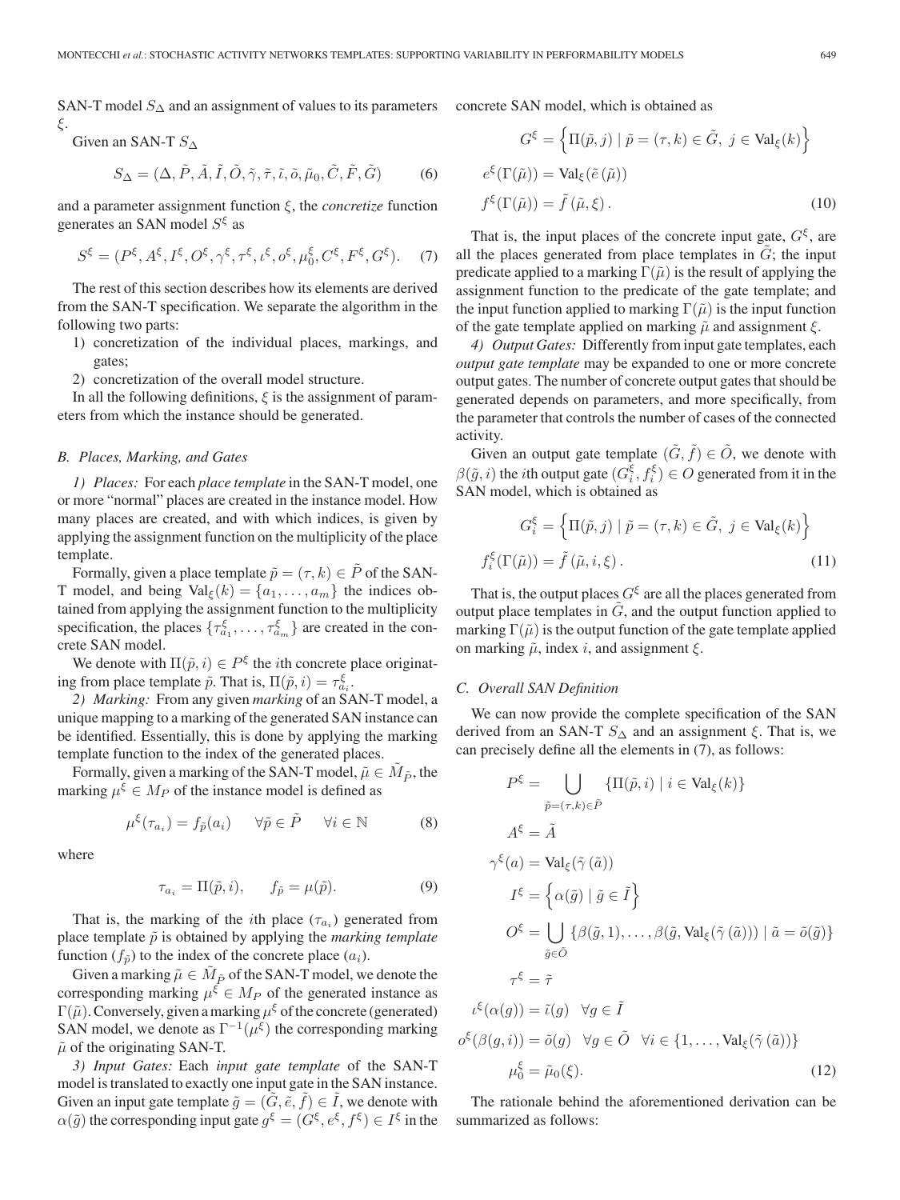SAN-T model $S_\Delta$ and an assignment of values to its parameters $\xi$.

Given an SAN-T $S_\Delta$

$$S_\Delta = (\Delta, \tilde{P}, \tilde{A}, \tilde{I}, \tilde{O}, \tilde{\gamma}, \tilde{\tau}, \tilde{\iota}, \tilde{o}, \tilde{\mu}_0, \tilde{C}, \tilde{F}, \tilde{G}) \tag{6}$$

and a parameter assignment function $\xi$, the *concretize* function generates an SAN model $S^\xi$ as

$$S^\xi = (P^\xi, A^\xi, I^\xi, O^\xi, \gamma^\xi, \tau^\xi, \iota^\xi, o^\xi, \mu_0^\xi, C^\xi, F^\xi, G^\xi). \tag{7}$$

The rest of this section describes how its elements are derived from the SAN-T specification. We separate the algorithm in the following two parts:

1) concretization of the individual places, markings, and gates;
2) concretization of the overall model structure.

In all the following definitions, $\xi$ is the assignment of parameters from which the instance should be generated.

### B. Places, Marking, and Gates

*1) Places:* For each *place template* in the SAN-T model, one or more "normal" places are created in the instance model. How many places are created, and with which indices, is given by applying the assignment function on the multiplicity of the place template.

Formally, given a place template $\tilde{p} = (\tau, k) \in \tilde{P}$ of the SAN-T model, and being $\mathrm{Val}_\xi(k) = \{a_1, \ldots, a_m\}$ the indices obtained from applying the assignment function to the multiplicity specification, the places $\{\tau_{a_1}^\xi, \ldots, \tau_{a_m}^\xi\}$ are created in the concrete SAN model.

We denote with $\Pi(\tilde{p}, i) \in P^\xi$ the $i$th concrete place originating from place template $\tilde{p}$. That is, $\Pi(\tilde{p}, i) = \tau_{a_i}^\xi$.

*2) Marking:* From any given *marking* of an SAN-T model, a unique mapping to a marking of the generated SAN instance can be identified. Essentially, this is done by applying the marking template function to the index of the generated places.

Formally, given a marking of the SAN-T model, $\tilde{\mu} \in \tilde{M}_{\tilde{P}}$, the marking $\mu^\xi \in M_P$ of the instance model is defined as

$$\mu^\xi(\tau_{a_i}) = f_{\tilde{p}}(a_i) \qquad \forall \tilde{p} \in \tilde{P} \qquad \forall i \in \mathbb{N} \tag{8}$$

where

$$\tau_{a_i} = \Pi(\tilde{p}, i), \qquad f_{\tilde{p}} = \mu(\tilde{p}). \tag{9}$$

That is, the marking of the $i$th place ($\tau_{a_i}$) generated from place template $\tilde{p}$ is obtained by applying the *marking template* function ($f_{\tilde{p}}$) to the index of the concrete place ($a_i$).

Given a marking $\tilde{\mu} \in \tilde{M}_{\tilde{P}}$ of the SAN-T model, we denote the corresponding marking $\mu^\xi \in M_P$ of the generated instance as $\Gamma(\tilde{\mu})$. Conversely, given a marking $\mu^\xi$ of the concrete (generated) SAN model, we denote as $\Gamma^{-1}(\mu^\xi)$ the corresponding marking $\tilde{\mu}$ of the originating SAN-T.

*3) Input Gates:* Each *input gate template* of the SAN-T model is translated to exactly one input gate in the SAN instance. Given an input gate template $\tilde{g} = (\tilde{G}, \tilde{e}, \tilde{f}) \in \tilde{I}$, we denote with $\alpha(\tilde{g})$ the corresponding input gate $g^\xi = (G^\xi, e^\xi, f^\xi) \in I^\xi$ in the concrete SAN model, which is obtained as

$$\begin{aligned}
G^\xi &= \left\{ \Pi(\tilde{p}, j) \mid \tilde{p} = (\tau, k) \in \tilde{G},\ j \in \mathrm{Val}_\xi(k) \right\} \\
e^\xi(\Gamma(\tilde{\mu})) &= \mathrm{Val}_\xi(\tilde{e}\,(\tilde{\mu})) \\
f^\xi(\Gamma(\tilde{\mu})) &= \tilde{f}\,(\tilde{\mu}, \xi)\,.
\end{aligned} \tag{10}$$

That is, the input places of the concrete input gate, $G^\xi$, are all the places generated from place templates in $\tilde{G}$; the input predicate applied to a marking $\Gamma(\tilde{\mu})$ is the result of applying the assignment function to the predicate of the gate template; and the input function applied to marking $\Gamma(\tilde{\mu})$ is the input function of the gate template applied on marking $\tilde{\mu}$ and assignment $\xi$.

*4) Output Gates:* Differently from input gate templates, each *output gate template* may be expanded to one or more concrete output gates. The number of concrete output gates that should be generated depends on parameters, and more specifically, from the parameter that controls the number of cases of the connected activity.

Given an output gate template $(\tilde{G}, \tilde{f}) \in \tilde{O}$, we denote with $\beta(\tilde{g}, i)$ the $i$th output gate $(G_i^\xi, f_i^\xi) \in O$ generated from it in the SAN model, which is obtained as

$$\begin{aligned}
G_i^\xi &= \left\{ \Pi(\tilde{p}, j) \mid \tilde{p} = (\tau, k) \in \tilde{G},\ j \in \mathrm{Val}_\xi(k) \right\} \\
f_i^\xi(\Gamma(\tilde{\mu})) &= \tilde{f}\,(\tilde{\mu}, i, \xi)\,.
\end{aligned} \tag{11}$$

That is, the output places $G^\xi$ are all the places generated from output place templates in $\tilde{G}$, and the output function applied to marking $\Gamma(\tilde{\mu})$ is the output function of the gate template applied on marking $\tilde{\mu}$, index $i$, and assignment $\xi$.

### C. Overall SAN Definition

We can now provide the complete specification of the SAN derived from an SAN-T $S_\Delta$ and an assignment $\xi$. That is, we can precisely define all the elements in (7), as follows:

$$\begin{aligned}
P^\xi &= \bigcup_{\tilde{p} = (\tau, k) \in \tilde{P}} \{\Pi(\tilde{p}, i) \mid i \in \mathrm{Val}_\xi(k)\} \\
A^\xi &= \tilde{A} \\
\gamma^\xi(a) &= \mathrm{Val}_\xi(\tilde{\gamma}\,(\tilde{a})) \\
I^\xi &= \left\{ \alpha(\tilde{g}) \mid \tilde{g} \in \tilde{I} \right\} \\
O^\xi &= \bigcup_{\tilde{g} \in \tilde{O}} \{\beta(\tilde{g}, 1), \ldots, \beta(\tilde{g}, \mathrm{Val}_\xi(\tilde{\gamma}\,(\tilde{a}))) \mid \tilde{a} = \tilde{o}(\tilde{g})\} \\
\tau^\xi &= \tilde{\tau} \\
\iota^\xi(\alpha(g)) &= \tilde{\iota}(g) \quad \forall g \in \tilde{I} \\
o^\xi(\beta(g, i)) &= \tilde{o}(g) \quad \forall g \in \tilde{O} \quad \forall i \in \{1, \ldots, \mathrm{Val}_\xi(\tilde{\gamma}\,(\tilde{a}))\} \\
\mu_0^\xi &= \tilde{\mu}_0(\xi).
\end{aligned} \tag{12}$$

The rationale behind the aforementioned derivation can be summarized as follows: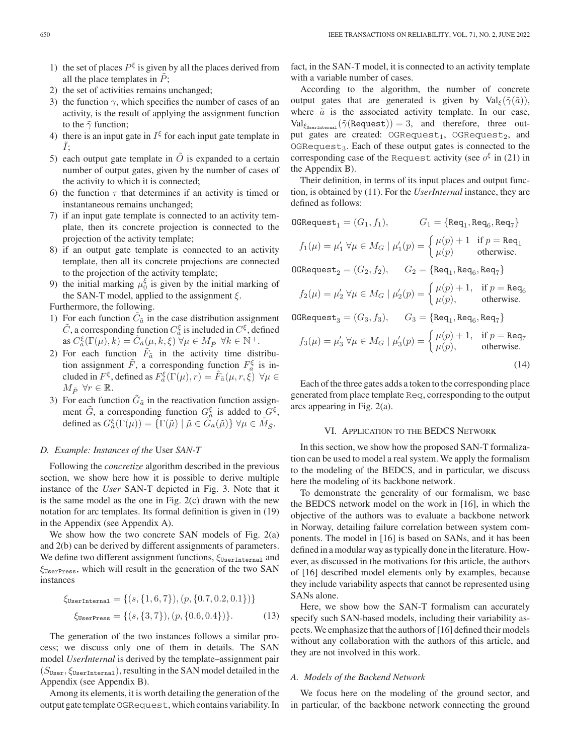1) the set of places $P^\xi$ is given by all the places derived from all the place templates in $\tilde{P}$;
2) the set of activities remains unchanged;
3) the function $\gamma$, which specifies the number of cases of an activity, is the result of applying the assignment function to the $\tilde{\gamma}$ function;
4) there is an input gate in $I^\xi$ for each input gate template in $\tilde{I}$;
5) each output gate template in $\tilde{O}$ is expanded to a certain number of output gates, given by the number of cases of the activity to which it is connected;
6) the function $\tau$ that determines if an activity is timed or instantaneous remains unchanged;
7) if an input gate template is connected to an activity template, then its concrete projection is connected to the projection of the activity template;
8) if an output gate template is connected to an activity template, then all its concrete projections are connected to the projection of the activity template;
9) the initial marking $\mu_0^\xi$ is given by the initial marking of the SAN-T model, applied to the assignment $\xi$.

Furthermore, the following.

1) For each function $\tilde{C}_{\tilde{a}}$ in the case distribution assignment $\tilde{C}$, a corresponding function $C_{\tilde{a}}^\xi$ is included in $C^\xi$, defined as $C_{\tilde{a}}^\xi(\Gamma(\mu), k) = \tilde{C}_{\tilde{a}}(\mu, k, \xi)\ \forall \mu \in M_{\tilde{P}}\ \forall k \in \mathbb{N}^+$.
2) For each function $\tilde{F}_{\tilde{a}}$ in the activity time distribution assignment $\tilde{F}$, a corresponding function $F_{\tilde{a}}^\xi$ is included in $F^\xi$, defined as $F_{\tilde{a}}^\xi(\Gamma(\mu), r) = \tilde{F}_{\tilde{a}}(\mu, r, \xi)\ \forall \mu \in M_{\tilde{P}}\ \forall r \in \mathbb{R}$.
3) For each function $\tilde{G}_{\tilde{a}}$ in the reactivation function assignment $\tilde{G}$, a corresponding function $G_{\tilde{a}}^\xi$ is added to $G^\xi$, defined as $G_{\tilde{a}}^\xi(\Gamma(\mu)) = \{\Gamma(\tilde{\mu}) \mid \tilde{\mu} \in \tilde{G}_a(\tilde{\mu})\}\ \forall \mu \in \tilde{M}_{\tilde{S}}$.

### D. Example: Instances of the *User SAN-T*

Following the *concretize* algorithm described in the previous section, we show here how it is possible to derive multiple instance of the *User* SAN-T depicted in Fig. 3. Note that it is the same model as the one in Fig. 2(c) drawn with the new notation for arc templates. Its formal definition is given in (19) in the Appendix (see Appendix A).

We show how the two concrete SAN models of Fig. 2(a) and 2(b) can be derived by different assignments of parameters. We define two different assignment functions, $\xi_{\texttt{UserInternal}}$ and $\xi_{\texttt{UserPress}}$, which will result in the generation of the two SAN instances

$$
\begin{aligned}
\xi_{\texttt{UserInternal}} &= \{(s, \{1, 6, 7\}), (p, \{0.7, 0.2, 0.1\})\} \\
\xi_{\texttt{UserPress}} &= \{(s, \{3, 7\}), (p, \{0.6, 0.4\})\}. \qquad (13)
\end{aligned}
$$

The generation of the two instances follows a similar process; we discuss only one of them in details. The SAN model *UserInternal* is derived by the template–assignment pair $(S_{\texttt{User}}, \xi_{\texttt{UserInternal}})$, resulting in the SAN model detailed in the Appendix (see Appendix B).

Among its elements, it is worth detailing the generation of the output gate template OGRequest, which contains variability. In fact, in the SAN-T model, it is connected to an activity template with a variable number of cases.

According to the algorithm, the number of concrete output gates that are generated is given by $\text{Val}_\xi(\tilde{\gamma}(\tilde{a}))$, where $\tilde{a}$ is the associated activity template. In our case, $\text{Val}_{\xi_{\texttt{UserInternal}}}(\tilde{\gamma}(\texttt{Request})) = 3$, and therefore, three output gates are created: $\texttt{OGRequest}_1$, $\texttt{OGRequest}_2$, and $\texttt{OGRequest}_3$. Each of these output gates is connected to the corresponding case of the Request activity (see $o^\xi$ in (21) in the Appendix B).

Their definition, in terms of its input places and output function, is obtained by (11). For the *UserInternal* instance, they are defined as follows:

$$
\begin{aligned}
&\texttt{OGRequest}_1 = (G_1, f_1), \qquad G_1 = \{\texttt{Req}_1, \texttt{Req}_6, \texttt{Req}_7\} \\
&f_1(\mu) = \mu'_1\ \forall \mu \in M_G \mid \mu'_1(p) = \begin{cases} \mu(p) + 1 & \text{if } p = \texttt{Req}_1 \\ \mu(p) & \text{otherwise.} \end{cases} \\
&\texttt{OGRequest}_2 = (G_2, f_2), \qquad G_2 = \{\texttt{Req}_1, \texttt{Req}_6, \texttt{Req}_7\} \\
&f_2(\mu) = \mu'_2\ \forall \mu \in M_G \mid \mu'_2(p) = \begin{cases} \mu(p) + 1, & \text{if } p = \texttt{Req}_6 \\ \mu(p), & \text{otherwise.} \end{cases} \\
&\texttt{OGRequest}_3 = (G_3, f_3), \qquad G_3 = \{\texttt{Req}_1, \texttt{Req}_6, \texttt{Req}_7\} \\
&f_3(\mu) = \mu'_3\ \forall \mu \in M_G \mid \mu'_3(p) = \begin{cases} \mu(p) + 1, & \text{if } p = \texttt{Req}_7 \\ \mu(p), & \text{otherwise.} \end{cases}
\end{aligned} \qquad (14)
$$

Each of the three gates adds a token to the corresponding place generated from place template Req, corresponding to the output arcs appearing in Fig. 2(a).

## VI. Application to the BEDCS Network

In this section, we show how the proposed SAN-T formalization can be used to model a real system. We apply the formalism to the modeling of the BEDCS, and in particular, we discuss here the modeling of its backbone network.

To demonstrate the generality of our formalism, we base the BEDCS network model on the work in [16], in which the objective of the authors was to evaluate a backbone network in Norway, detailing failure correlation between system components. The model in [16] is based on SANs, and it has been defined in a modular way as typically done in the literature. However, as discussed in the motivations for this article, the authors of [16] described model elements only by examples, because they include variability aspects that cannot be represented using SANs alone.

Here, we show how the SAN-T formalism can accurately specify such SAN-based models, including their variability aspects. We emphasize that the authors of [16] defined their models without any collaboration with the authors of this article, and they are not involved in this work.

### A. Models of the Backend Network

We focus here on the modeling of the ground sector, and in particular, of the backbone network connecting the ground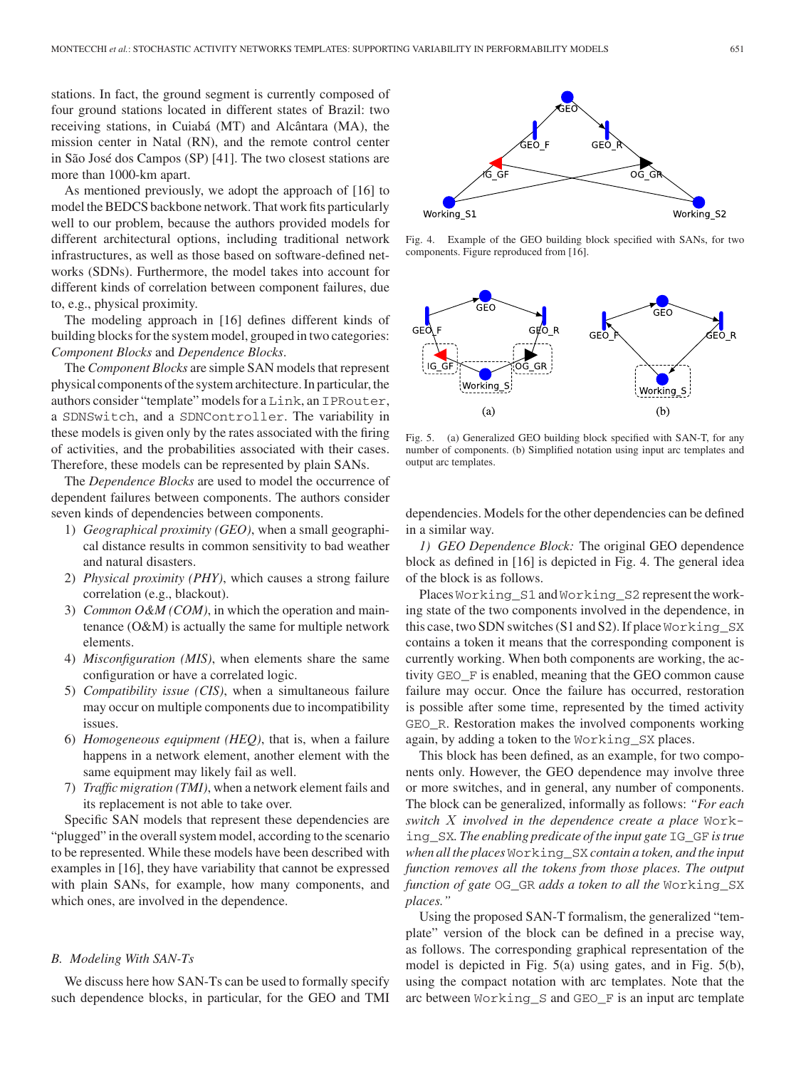stations. In fact, the ground segment is currently composed of four ground stations located in different states of Brazil: two receiving stations, in Cuiabá (MT) and Alcântara (MA), the mission center in Natal (RN), and the remote control center in São José dos Campos (SP) [41]. The two closest stations are more than 1000-km apart.

As mentioned previously, we adopt the approach of [16] to model the BEDCS backbone network. That work fits particularly well to our problem, because the authors provided models for different architectural options, including traditional network infrastructures, as well as those based on software-defined networks (SDNs). Furthermore, the model takes into account for different kinds of correlation between component failures, due to, e.g., physical proximity.

The modeling approach in [16] defines different kinds of building blocks for the system model, grouped in two categories: *Component Blocks* and *Dependence Blocks*.

The *Component Blocks* are simple SAN models that represent physical components of the system architecture. In particular, the authors consider "template" models for a `Link`, an `IPRouter`, a `SDNSwitch`, and a `SDNController`. The variability in these models is given only by the rates associated with the firing of activities, and the probabilities associated with their cases. Therefore, these models can be represented by plain SANs.

The *Dependence Blocks* are used to model the occurrence of dependent failures between components. The authors consider seven kinds of dependencies between components.

1) *Geographical proximity (GEO)*, when a small geographical distance results in common sensitivity to bad weather and natural disasters.
2) *Physical proximity (PHY)*, which causes a strong failure correlation (e.g., blackout).
3) *Common O&M (COM)*, in which the operation and maintenance (O&M) is actually the same for multiple network elements.
4) *Misconfiguration (MIS)*, when elements share the same configuration or have a correlated logic.
5) *Compatibility issue (CIS)*, when a simultaneous failure may occur on multiple components due to incompatibility issues.
6) *Homogeneous equipment (HEQ)*, that is, when a failure happens in a network element, another element with the same equipment may likely fail as well.
7) *Traffic migration (TMI)*, when a network element fails and its replacement is not able to take over.

Specific SAN models that represent these dependencies are "plugged" in the overall system model, according to the scenario to be represented. While these models have been described with examples in [16], they have variability that cannot be expressed with plain SANs, for example, how many components, and which ones, are involved in the dependence.

### B. Modeling With SAN-Ts

We discuss here how SAN-Ts can be used to formally specify such dependence blocks, in particular, for the GEO and TMI dependencies. Models for the other dependencies can be defined in a similar way.

Fig. 4. Example of the GEO building block specified with SANs, for two components. Figure reproduced from [16].

Fig. 5. (a) Generalized GEO building block specified with SAN-T, for any number of components. (b) Simplified notation using input arc templates and output arc templates.

*1) GEO Dependence Block:* The original GEO dependence block as defined in [16] is depicted in Fig. 4. The general idea of the block is as follows.

Places `Working_S1` and `Working_S2` represent the working state of the two components involved in the dependence, in this case, two SDN switches (S1 and S2). If place `Working_SX` contains a token it means that the corresponding component is currently working. When both components are working, the activity `GEO_F` is enabled, meaning that the GEO common cause failure may occur. Once the failure has occurred, restoration is possible after some time, represented by the timed activity `GEO_R`. Restoration makes the involved components working again, by adding a token to the `Working_SX` places.

This block has been defined, as an example, for two components only. However, the GEO dependence may involve three or more switches, and in general, any number of components. The block can be generalized, informally as follows: *"For each switch $X$ involved in the dependence create a place* `Working_SX`*. The enabling predicate of the input gate* `IG_GF` *is true when all the places* `Working_SX` *contain a token, and the input function removes all the tokens from those places. The output function of gate* `OG_GR` *adds a token to all the* `Working_SX` *places."*

Using the proposed SAN-T formalism, the generalized "template" version of the block can be defined in a precise way, as follows. The corresponding graphical representation of the model is depicted in Fig. 5(a) using gates, and in Fig. 5(b), using the compact notation with arc templates. Note that the arc between `Working_S` and `GEO_F` is an input arc template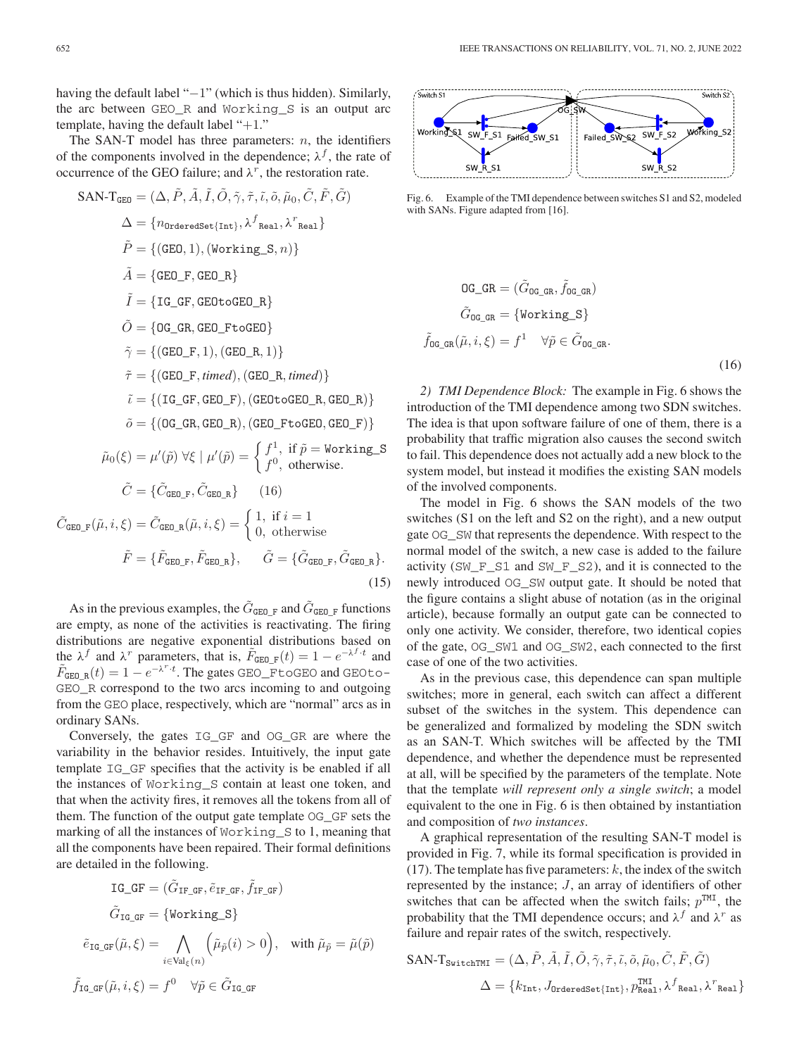having the default label "−1" (which is thus hidden). Similarly, the arc between GEO_R and Working_S is an output arc template, having the default label "+1."

The SAN-T model has three parameters: $n$, the identifiers of the components involved in the dependence; $\lambda^f$, the rate of occurrence of the GEO failure; and $\lambda^r$, the restoration rate.

$$\text{SAN-T}_{\texttt{GEO}} = (\Delta, \tilde{P}, \tilde{A}, \tilde{I}, \tilde{O}, \tilde{\gamma}, \tilde{\tau}, \tilde{\iota}, \tilde{o}, \tilde{\mu}_0, \tilde{C}, \tilde{F}, \tilde{G})$$

$$\Delta = \{n_{\texttt{OrderedSet\{Int\}}}, {\lambda^f}_{\texttt{Real}}, {\lambda^r}_{\texttt{Real}}\}$$

$$\tilde{P} = \{(\texttt{GEO}, 1), (\texttt{Working\_S}, n)\}$$

$$\tilde{A} = \{\texttt{GEO\_F}, \texttt{GEO\_R}\}$$

$$\tilde{I} = \{\texttt{IG\_GF}, \texttt{GEOtoGEO\_R}\}$$

$$\tilde{O} = \{\texttt{OG\_GR}, \texttt{GEO\_FtoGEO}\}$$

$$\tilde{\gamma} = \{(\texttt{GEO\_F}, 1), (\texttt{GEO\_R}, 1)\}$$

$$\tilde{\tau} = \{(\texttt{GEO\_F}, \textit{timed}), (\texttt{GEO\_R}, \textit{timed})\}$$

$$\tilde{\iota} = \{(\texttt{IG\_GF}, \texttt{GEO\_F}), (\texttt{GEOtoGEO\_R}, \texttt{GEO\_R})\}$$

$$\tilde{o} = \{(\texttt{OG\_GR}, \texttt{GEO\_R}), (\texttt{GEO\_FtoGEO}, \texttt{GEO\_F})\}$$

$$\tilde{\mu}_0(\xi) = \mu'(\tilde{p})\ \forall \xi \mid \mu'(\tilde{p}) = \begin{cases} f^1, & \text{if } \tilde{p} = \texttt{Working\_S} \\ f^0, & \text{otherwise.} \end{cases}$$

$$\tilde{C} = \{\tilde{C}_{\texttt{GEO\_F}}, \tilde{C}_{\texttt{GEO\_R}}\} \qquad (16)$$

$$\tilde{C}_{\texttt{GEO\_F}}(\tilde{\mu}, i, \xi) = \tilde{C}_{\texttt{GEO\_R}}(\tilde{\mu}, i, \xi) = \begin{cases} 1, & \text{if } i = 1 \\ 0, & \text{otherwise} \end{cases}$$

$$\tilde{F} = \{\tilde{F}_{\texttt{GEO\_F}}, \tilde{F}_{\texttt{GEO\_R}}\}, \qquad \tilde{G} = \{\tilde{G}_{\texttt{GEO\_F}}, \tilde{G}_{\texttt{GEO\_R}}\}. \tag{15}$$

As in the previous examples, the $\tilde{G}_{\texttt{GEO\_F}}$ and $\tilde{G}_{\texttt{GEO\_F}}$ functions are empty, as none of the activities is reactivating. The firing distributions are negative exponential distributions based on the $\lambda^f$ and $\lambda^r$ parameters, that is, $\tilde{F}_{\texttt{GEO\_F}}(t) = 1 - e^{-\lambda^f \cdot t}$ and $\tilde{F}_{\texttt{GEO\_R}}(t) = 1 - e^{-\lambda^r \cdot t}$. The gates GEO_FtoGEO and GEOto-GEO_R correspond to the two arcs incoming to and outgoing from the GEO place, respectively, which are "normal" arcs as in ordinary SANs.

Conversely, the gates IG_GF and OG_GR are where the variability in the behavior resides. Intuitively, the input gate template IG_GF specifies that the activity is be enabled if all the instances of Working_S contain at least one token, and that when the activity fires, it removes all the tokens from all of them. The function of the output gate template OG_GF sets the marking of all the instances of Working_S to 1, meaning that all the components have been repaired. Their formal definitions are detailed in the following.

$$\texttt{IG\_GF} = (\tilde{G}_{\texttt{IF\_GF}}, \tilde{e}_{\texttt{IF\_GF}}, \tilde{f}_{\texttt{IF\_GF}})$$

$$\tilde{G}_{\texttt{IG\_GF}} = \{\texttt{Working\_S}\}$$

$$\tilde{e}_{\texttt{IG\_GF}}(\tilde{\mu}, \xi) = \bigwedge_{i \in \text{Val}_\xi(n)} \Big(\tilde{\mu}_{\tilde{p}}(i) > 0\Big), \quad \text{with } \tilde{\mu}_{\tilde{p}} = \tilde{\mu}(\tilde{p})$$

$$\tilde{f}_{\texttt{IG\_GF}}(\tilde{\mu}, i, \xi) = f^0 \quad \forall \tilde{p} \in \tilde{G}_{\texttt{IG\_GF}}$$

Fig. 6. Example of the TMI dependence between switches S1 and S2, modeled with SANs. Figure adapted from [16].

$$\texttt{OG\_GR} = (\tilde{G}_{\texttt{OG\_GR}}, \tilde{f}_{\texttt{OG\_GR}})$$

$$\tilde{G}_{\texttt{OG\_GR}} = \{\texttt{Working\_S}\}$$

$$\tilde{f}_{\texttt{OG\_GR}}(\tilde{\mu}, i, \xi) = f^1 \quad \forall \tilde{p} \in \tilde{G}_{\texttt{OG\_GR}}. \tag{16}$$

*2) TMI Dependence Block:* The example in Fig. 6 shows the introduction of the TMI dependence among two SDN switches. The idea is that upon software failure of one of them, there is a probability that traffic migration also causes the second switch to fail. This dependence does not actually add a new block to the system model, but instead it modifies the existing SAN models of the involved components.

The model in Fig. 6 shows the SAN models of the two switches (S1 on the left and S2 on the right), and a new output gate OG_SW that represents the dependence. With respect to the normal model of the switch, a new case is added to the failure activity (SW_F_S1 and SW_F_S2), and it is connected to the newly introduced OG_SW output gate. It should be noted that the figure contains a slight abuse of notation (as in the original article), because formally an output gate can be connected to only one activity. We consider, therefore, two identical copies of the gate, OG_SW1 and OG_SW2, each connected to the first case of one of the two activities.

As in the previous case, this dependence can span multiple switches; more in general, each switch can affect a different subset of the switches in the system. This dependence can be generalized and formalized by modeling the SDN switch as an SAN-T. Which switches will be affected by the TMI dependence, and whether the dependence must be represented at all, will be specified by the parameters of the template. Note that the template *will represent only a single switch*; a model equivalent to the one in Fig. 6 is then obtained by instantiation and composition of *two instances*.

A graphical representation of the resulting SAN-T model is provided in Fig. 7, while its formal specification is provided in (17). The template has five parameters: $k$, the index of the switch represented by the instance; $J$, an array of identifiers of other switches that can be affected when the switch fails; $p^{\text{TMI}}$, the probability that the TMI dependence occurs; and $\lambda^f$ and $\lambda^r$ as failure and repair rates of the switch, respectively.

$$\text{SAN-T}_{\texttt{SwitchTMI}} = (\Delta, \tilde{P}, \tilde{A}, \tilde{I}, \tilde{O}, \tilde{\gamma}, \tilde{\tau}, \tilde{\iota}, \tilde{o}, \tilde{\mu}_0, \tilde{C}, \tilde{F}, \tilde{G})$$

$$\Delta = \{k_{\texttt{Int}}, J_{\texttt{OrderedSet\{Int\}}}, p^{\text{TMI}}_{\texttt{Real}}, {\lambda^f}_{\texttt{Real}}, {\lambda^r}_{\texttt{Real}}\}$$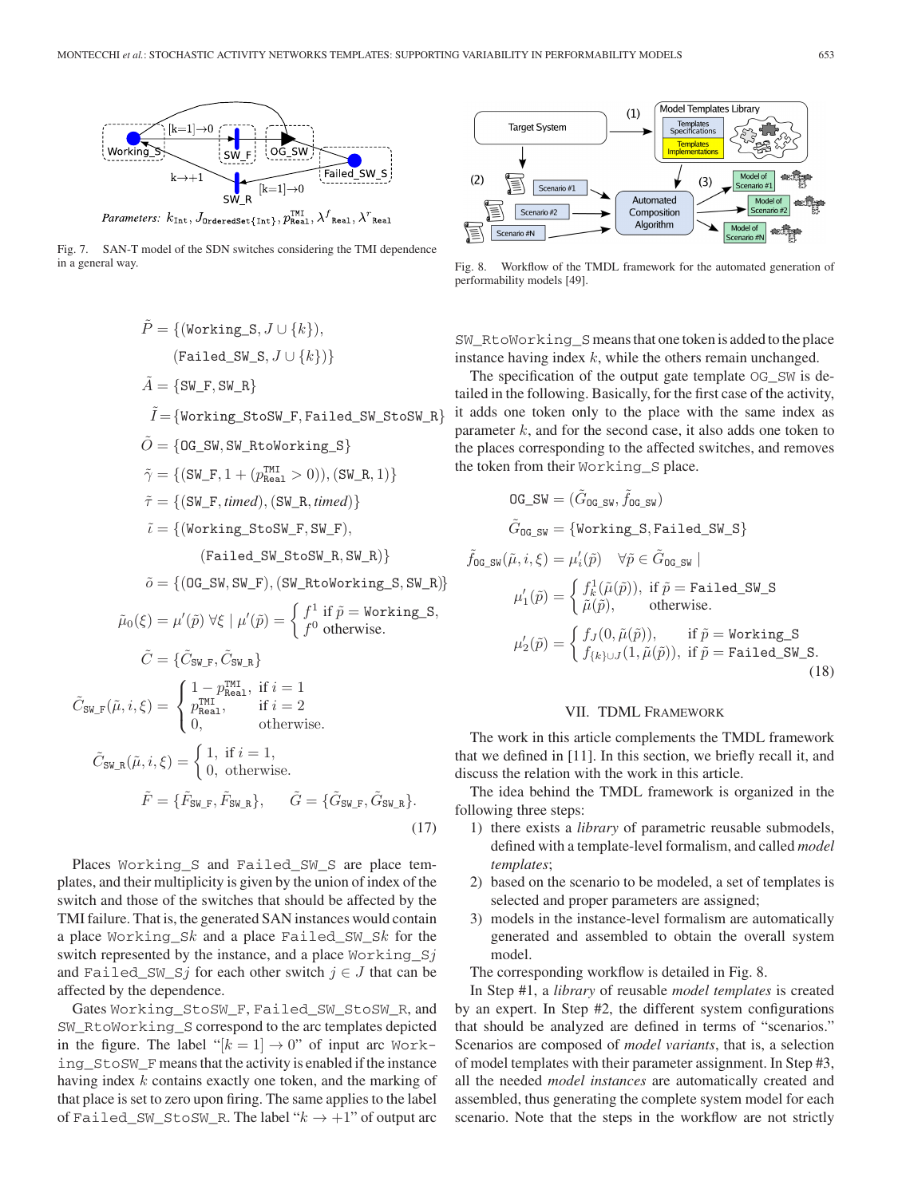*Parameters:* $k_{\texttt{Int}}, J_{\texttt{OrderedSet\{Int\}}}, p^{\texttt{TMI}}_{\texttt{Real}}, \lambda^{f}{}_{\texttt{Real}}, \lambda^{r}{}_{\texttt{Real}}$

Fig. 7. SAN-T model of the SDN switches considering the TMI dependence in a general way.

Fig. 8. Workflow of the TMDL framework for the automated generation of performability models [49].

$$
\begin{aligned}
\tilde{P} &= \{(\texttt{Working\_S}, J \cup \{k\}),\\
&\quad(\texttt{Failed\_SW\_S}, J \cup \{k\})\}\\
\tilde{A} &= \{\texttt{SW\_F}, \texttt{SW\_R}\}\\
\tilde{I} &= \{\texttt{Working\_StoSW\_F}, \texttt{Failed\_SW\_StoSW\_R}\}\\
\tilde{O} &= \{\texttt{OG\_SW}, \texttt{SW\_RtoWorking\_S}\}\\
\tilde{\gamma} &= \{(\texttt{SW\_F}, 1 + (p^{\texttt{TMI}}_{\texttt{Real}} > 0)), (\texttt{SW\_R}, 1)\}\\
\tilde{\tau} &= \{(\texttt{SW\_F}, \textit{timed}), (\texttt{SW\_R}, \textit{timed})\}\\
\tilde{\iota} &= \{(\texttt{Working\_StoSW\_F}, \texttt{SW\_F}),\\
&\quad(\texttt{Failed\_SW\_StoSW\_R}, \texttt{SW\_R})\}\\
\tilde{o} &= \{(\texttt{OG\_SW}, \texttt{SW\_F}), (\texttt{SW\_RtoWorking\_S}, \texttt{SW\_R})\}\\
\tilde{\mu}_0(\xi) &= \mu'(\tilde{p})\ \forall \xi \mid \mu'(\tilde{p}) = \begin{cases} f^1 \text{ if } \tilde{p} = \texttt{Working\_S},\\ f^0 \text{ otherwise.}\end{cases}\\
\tilde{C} &= \{\tilde{C}_{\texttt{SW\_F}}, \tilde{C}_{\texttt{SW\_R}}\}\\
\tilde{C}_{\texttt{SW\_F}}(\tilde{\mu}, i, \xi) &= \begin{cases} 1 - p^{\texttt{TMI}}_{\texttt{Real}}, & \text{if } i = 1\\ p^{\texttt{TMI}}_{\texttt{Real}}, & \text{if } i = 2\\ 0, & \text{otherwise.}\end{cases}\\
\tilde{C}_{\texttt{SW\_R}}(\tilde{\mu}, i, \xi) &= \begin{cases} 1, & \text{if } i = 1,\\ 0, & \text{otherwise.}\end{cases}\\
\tilde{F} &= \{\tilde{F}_{\texttt{SW\_F}}, \tilde{F}_{\texttt{SW\_R}}\}, \qquad \tilde{G} = \{\tilde{G}_{\texttt{SW\_F}}, \tilde{G}_{\texttt{SW\_R}}\}.
\end{aligned}
\tag{17}
$$

Places Working_S and Failed_SW_S are place templates, and their multiplicity is given by the union of index of the switch and those of the switches that should be affected by the TMI failure. That is, the generated SAN instances would contain a place Working_S*k* and a place Failed_SW_S*k* for the switch represented by the instance, and a place Working_S*j* and Failed_SW_S*j* for each other switch $j \in J$ that can be affected by the dependence.

Gates Working_StoSW_F, Failed_SW_StoSW_R, and SW_RtoWorking_S correspond to the arc templates depicted in the figure. The label "$[k = 1] \to 0$" of input arc Working_StoSW_F means that the activity is enabled if the instance having index $k$ contains exactly one token, and the marking of that place is set to zero upon firing. The same applies to the label of Failed_SW_StoSW_R. The label "$k \to +1$" of output arc SW_RtoWorking_S means that one token is added to the place instance having index $k$, while the others remain unchanged.

The specification of the output gate template OG_SW is detailed in the following. Basically, for the first case of the activity, it adds one token only to the place with the same index as parameter $k$, and for the second case, it also adds one token to the places corresponding to the affected switches, and removes the token from their Working_S place.

$$
\begin{aligned}
\texttt{OG\_SW} &= (\tilde{G}_{\texttt{OG\_SW}}, \tilde{f}_{\texttt{OG\_SW}})\\
\tilde{G}_{\texttt{OG\_SW}} &= \{\texttt{Working\_S}, \texttt{Failed\_SW\_S}\}\\
\tilde{f}_{\texttt{OG\_SW}}(\tilde{\mu}, i, \xi) &= \mu'_i(\tilde{p}) \quad \forall \tilde{p} \in \tilde{G}_{\texttt{OG\_SW}} \mid\\
\mu'_1(\tilde{p}) &= \begin{cases} f^1_k(\tilde{\mu}(\tilde{p})), & \text{if } \tilde{p} = \texttt{Failed\_SW\_S}\\ \tilde{\mu}(\tilde{p}), & \text{otherwise.}\end{cases}\\
\mu'_2(\tilde{p}) &= \begin{cases} f_J(0, \tilde{\mu}(\tilde{p})), & \text{if } \tilde{p} = \texttt{Working\_S}\\ f_{\{k\}\cup J}(1, \tilde{\mu}(\tilde{p})), & \text{if } \tilde{p} = \texttt{Failed\_SW\_S}.\end{cases}
\end{aligned}
\tag{18}
$$

## VII. TDML Framework

The work in this article complements the TMDL framework that we defined in [11]. In this section, we briefly recall it, and discuss the relation with the work in this article.

The idea behind the TMDL framework is organized in the following three steps:

1) there exists a *library* of parametric reusable submodels, defined with a template-level formalism, and called *model templates*;
2) based on the scenario to be modeled, a set of templates is selected and proper parameters are assigned;
3) models in the instance-level formalism are automatically generated and assembled to obtain the overall system model.

The corresponding workflow is detailed in Fig. 8.

In Step #1, a *library* of reusable *model templates* is created by an expert. In Step #2, the different system configurations that should be analyzed are defined in terms of "scenarios." Scenarios are composed of *model variants*, that is, a selection of model templates with their parameter assignment. In Step #3, all the needed *model instances* are automatically created and assembled, thus generating the complete system model for each scenario. Note that the steps in the workflow are not strictly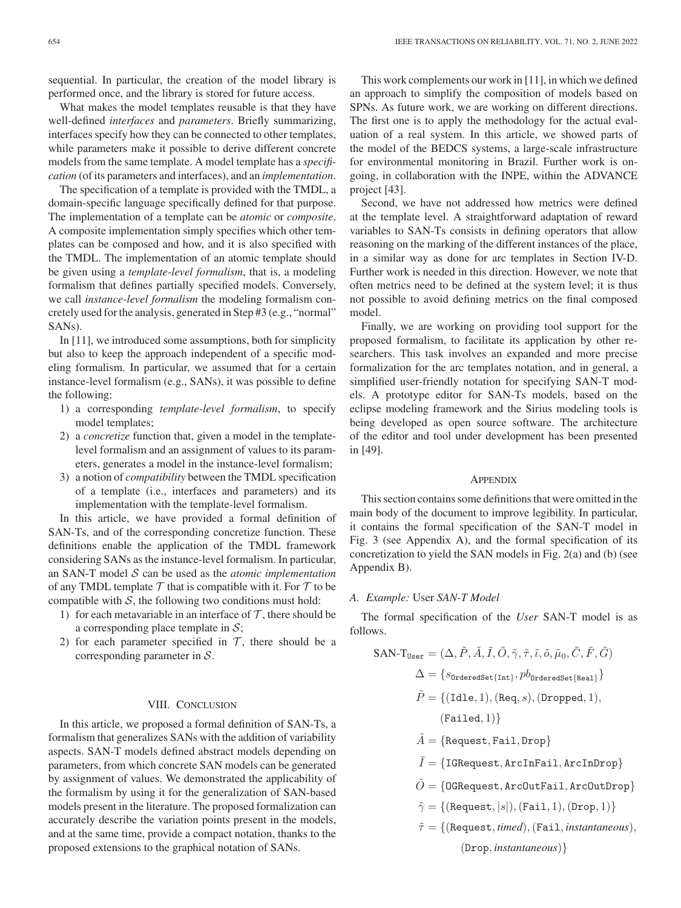sequential. In particular, the creation of the model library is performed once, and the library is stored for future access.

What makes the model templates reusable is that they have well-defined *interfaces* and *parameters*. Briefly summarizing, interfaces specify how they can be connected to other templates, while parameters make it possible to derive different concrete models from the same template. A model template has a *specification* (of its parameters and interfaces), and an *implementation*.

The specification of a template is provided with the TMDL, a domain-specific language specifically defined for that purpose. The implementation of a template can be *atomic* or *composite*. A composite implementation simply specifies which other templates can be composed and how, and it is also specified with the TMDL. The implementation of an atomic template should be given using a *template-level formalism*, that is, a modeling formalism that defines partially specified models. Conversely, we call *instance-level formalism* the modeling formalism concretely used for the analysis, generated in Step #3 (e.g., "normal" SANs).

In [11], we introduced some assumptions, both for simplicity but also to keep the approach independent of a specific modeling formalism. In particular, we assumed that for a certain instance-level formalism (e.g., SANs), it was possible to define the following:

1) a corresponding *template-level formalism*, to specify model templates;
2) a *concretize* function that, given a model in the template-level formalism and an assignment of values to its parameters, generates a model in the instance-level formalism;
3) a notion of *compatibility* between the TMDL specification of a template (i.e., interfaces and parameters) and its implementation with the template-level formalism.

In this article, we have provided a formal definition of SAN-Ts, and of the corresponding concretize function. These definitions enable the application of the TMDL framework considering SANs as the instance-level formalism. In particular, an SAN-T model $\mathcal{S}$ can be used as the *atomic implementation* of any TMDL template $\mathcal{T}$ that is compatible with it. For $\mathcal{T}$ to be compatible with $\mathcal{S}$, the following two conditions must hold:

1) for each metavariable in an interface of $\mathcal{T}$, there should be a corresponding place template in $\mathcal{S}$;
2) for each parameter specified in $\mathcal{T}$, there should be a corresponding parameter in $\mathcal{S}$.

## VIII. Conclusion

In this article, we proposed a formal definition of SAN-Ts, a formalism that generalizes SANs with the addition of variability aspects. SAN-T models defined abstract models depending on parameters, from which concrete SAN models can be generated by assignment of values. We demonstrated the applicability of the formalism by using it for the generalization of SAN-based models present in the literature. The proposed formalization can accurately describe the variation points present in the models, and at the same time, provide a compact notation, thanks to the proposed extensions to the graphical notation of SANs.

This work complements our work in [11], in which we defined an approach to simplify the composition of models based on SPNs. As future work, we are working on different directions. The first one is to apply the methodology for the actual evaluation of a real system. In this article, we showed parts of the model of the BEDCS systems, a large-scale infrastructure for environmental monitoring in Brazil. Further work is ongoing, in collaboration with the INPE, within the ADVANCE project [43].

Second, we have not addressed how metrics were defined at the template level. A straightforward adaptation of reward variables to SAN-Ts consists in defining operators that allow reasoning on the marking of the different instances of the place, in a similar way as done for arc templates in Section IV-D. Further work is needed in this direction. However, we note that often metrics need to be defined at the system level; it is thus not possible to avoid defining metrics on the final composed model.

Finally, we are working on providing tool support for the proposed formalism, to facilitate its application by other researchers. This task involves an expanded and more precise formalization for the arc templates notation, and in general, a simplified user-friendly notation for specifying SAN-T models. A prototype editor for SAN-Ts models, based on the eclipse modeling framework and the Sirius modeling tools is being developed as open source software. The architecture of the editor and tool under development has been presented in [49].

## Appendix

This section contains some definitions that were omitted in the main body of the document to improve legibility. In particular, it contains the formal specification of the SAN-T model in Fig. 3 (see Appendix A), and the formal specification of its concretization to yield the SAN models in Fig. 2(a) and (b) (see Appendix B).

### A. Example: User SAN-T Model

The formal specification of the *User* SAN-T model is as follows.

$$
\begin{aligned}
\text{SAN-T}_{\texttt{User}} &= (\Delta, \tilde{P}, \tilde{A}, \tilde{I}, \tilde{O}, \tilde{\gamma}, \tilde{\tau}, \tilde{\iota}, \tilde{o}, \tilde{\mu}_0, \tilde{C}, \tilde{F}, \tilde{G}) \\
\Delta &= \{s_{\texttt{OrderedSet\{Int\}}}, pb_{\texttt{OrderedSet\{Real\}}}\} \\
\tilde{P} &= \{(\texttt{Idle}, 1), (\texttt{Req}, s), (\texttt{Dropped}, 1), \\
&\quad (\texttt{Failed}, 1)\} \\
\tilde{A} &= \{\texttt{Request}, \texttt{Fail}, \texttt{Drop}\} \\
\tilde{I} &= \{\texttt{IGRequest}, \texttt{ArcInFail}, \texttt{ArcInDrop}\} \\
\tilde{O} &= \{\texttt{OGRequest}, \texttt{ArcOutFail}, \texttt{ArcOutDrop}\} \\
\tilde{\gamma} &= \{(\texttt{Request}, |s|), (\texttt{Fail}, 1), (\texttt{Drop}, 1)\} \\
\tilde{\tau} &= \{(\texttt{Request}, \textit{timed}), (\texttt{Fail}, \textit{instantaneous}), \\
&\quad (\texttt{Drop}, \textit{instantaneous})\}
\end{aligned}
$$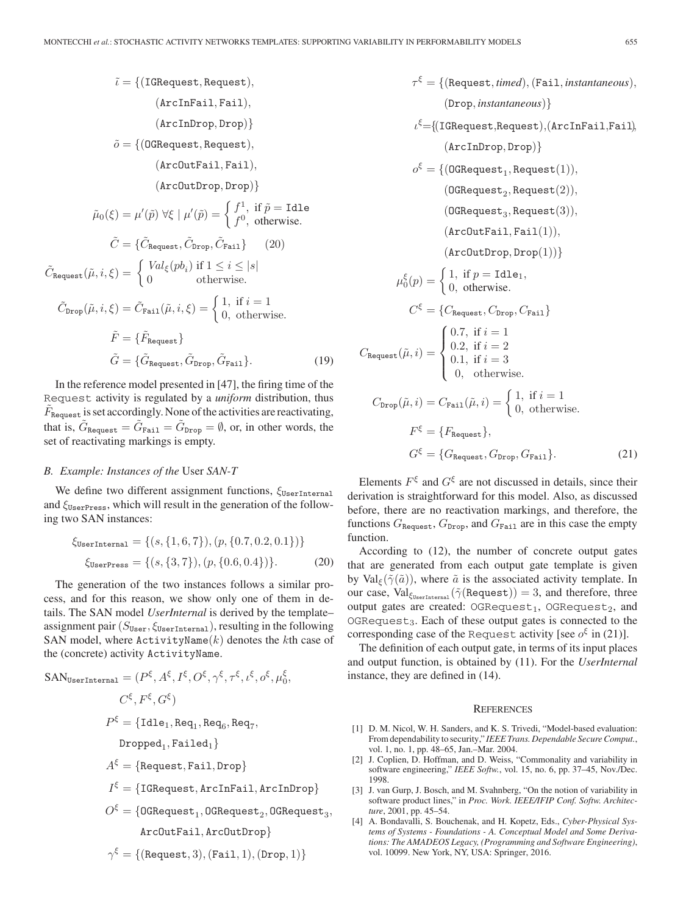$$\tilde{\iota} = \{(\texttt{IGRequest}, \texttt{Request}), (\texttt{ArcInFail}, \texttt{Fail}), (\texttt{ArcInDrop}, \texttt{Drop})\}$$

$$\tilde{o} = \{(\texttt{OGRequest}, \texttt{Request}), (\texttt{ArcOutFail}, \texttt{Fail}), (\texttt{ArcOutDrop}, \texttt{Drop})\}$$

$$\tilde{\mu}_0(\xi) = \mu'(\tilde{p}) \ \forall \xi \mid \mu'(\tilde{p}) = \begin{cases} f^1, & \text{if } \tilde{p} = \texttt{Idle} \\ f^0, & \text{otherwise.} \end{cases}$$

$$\tilde{C} = \{\tilde{C}_{\texttt{Request}}, \tilde{C}_{\texttt{Drop}}, \tilde{C}_{\texttt{Fail}}\} \qquad (20)$$

$$\tilde{C}_{\texttt{Request}}(\tilde{\mu}, i, \xi) = \begin{cases} Val_{\xi}(pb_i) & \text{if } 1 \le i \le |s| \\ 0 & \text{otherwise.} \end{cases}$$

$$\tilde{C}_{\texttt{Drop}}(\tilde{\mu}, i, \xi) = \tilde{C}_{\texttt{Fail}}(\tilde{\mu}, i, \xi) = \begin{cases} 1, & \text{if } i = 1 \\ 0, & \text{otherwise.} \end{cases}$$

$$\tilde{F} = \{\tilde{F}_{\texttt{Request}}\}$$

$$\tilde{G} = \{\tilde{G}_{\texttt{Request}}, \tilde{G}_{\texttt{Drop}}, \tilde{G}_{\texttt{Fail}}\}. \qquad (19)$$

In the reference model presented in [47], the firing time of the Request activity is regulated by a *uniform* distribution, thus $\tilde{F}_{\texttt{Request}}$ is set accordingly. None of the activities are reactivating, that is, $\tilde{G}_{\texttt{Request}} = \tilde{G}_{\texttt{Fail}} = \tilde{G}_{\texttt{Drop}} = \emptyset$, or, in other words, the set of reactivating markings is empty.

### B. Example: Instances of the User SAN-T

We define two different assignment functions, $\xi_{\texttt{UserInternal}}$ and $\xi_{\texttt{UserPress}}$, which will result in the generation of the following two SAN instances:

$$\xi_{\texttt{UserInternal}} = \{(s, \{1, 6, 7\}), (p, \{0.7, 0.2, 0.1\})\}$$
$$\xi_{\texttt{UserPress}} = \{(s, \{3, 7\}), (p, \{0.6, 0.4\})\}. \qquad (20)$$

The generation of the two instances follows a similar process, and for this reason, we show only one of them in details. The SAN model *UserInternal* is derived by the template–assignment pair $(S_{\texttt{User}}, \xi_{\texttt{UserInternal}})$, resulting in the following SAN model, where $\texttt{ActivityName}(k)$ denotes the $k$th case of the (concrete) activity ActivityName.

$$\text{SAN}_{\texttt{UserInternal}} = (P^{\xi}, A^{\xi}, I^{\xi}, O^{\xi}, \gamma^{\xi}, \tau^{\xi}, \iota^{\xi}, o^{\xi}, \mu_0^{\xi}, C^{\xi}, F^{\xi}, G^{\xi})$$

$$P^{\xi} = \{\texttt{Idle}_1, \texttt{Req}_1, \texttt{Req}_6, \texttt{Req}_7, \texttt{Dropped}_1, \texttt{Failed}_1\}$$

$$A^{\xi} = \{\texttt{Request}, \texttt{Fail}, \texttt{Drop}\}$$

$$I^{\xi} = \{\texttt{IGRequest}, \texttt{ArcInFail}, \texttt{ArcInDrop}\}$$

$$O^{\xi} = \{\texttt{OGRequest}_1, \texttt{OGRequest}_2, \texttt{OGRequest}_3, \texttt{ArcOutFail}, \texttt{ArcOutDrop}\}$$

$$\gamma^{\xi} = \{(\texttt{Request}, 3), (\texttt{Fail}, 1), (\texttt{Drop}, 1)\}$$

$$\tau^{\xi} = \{(\texttt{Request}, \textit{timed}), (\texttt{Fail}, \textit{instantaneous}), (\texttt{Drop}, \textit{instantaneous})\}$$

$$\iota^{\xi} = \{(\texttt{IGRequest}, \texttt{Request}), (\texttt{ArcInFail}, \texttt{Fail}), (\texttt{ArcInDrop}, \texttt{Drop})\}$$

$$o^{\xi} = \{(\texttt{OGRequest}_1, \texttt{Request}(1)), (\texttt{OGRequest}_2, \texttt{Request}(2)), (\texttt{OGRequest}_3, \texttt{Request}(3)), (\texttt{ArcOutFail}, \texttt{Fail}(1)), (\texttt{ArcOutDrop}, \texttt{Drop}(1))\}$$

$$\mu_0^{\xi}(p) = \begin{cases} 1, & \text{if } p = \texttt{Idle}_1, \\ 0, & \text{otherwise.} \end{cases}$$

$$C^{\xi} = \{C_{\texttt{Request}}, C_{\texttt{Drop}}, C_{\texttt{Fail}}\}$$

$$C_{\texttt{Request}}(\tilde{\mu}, i) = \begin{cases} 0.7, & \text{if } i = 1 \\ 0.2, & \text{if } i = 2 \\ 0.1, & \text{if } i = 3 \\ 0, & \text{otherwise.} \end{cases}$$

$$C_{\texttt{Drop}}(\tilde{\mu}, i) = C_{\texttt{Fail}}(\tilde{\mu}, i) = \begin{cases} 1, & \text{if } i = 1 \\ 0, & \text{otherwise.} \end{cases}$$

$$F^{\xi} = \{F_{\texttt{Request}}\},$$

$$G^{\xi} = \{G_{\texttt{Request}}, G_{\texttt{Drop}}, G_{\texttt{Fail}}\}. \qquad (21)$$

Elements $F^{\xi}$ and $G^{\xi}$ are not discussed in details, since their derivation is straightforward for this model. Also, as discussed before, there are no reactivation markings, and therefore, the functions $G_{\texttt{Request}}$, $G_{\texttt{Drop}}$, and $G_{\texttt{Fail}}$ are in this case the empty function.

According to (12), the number of concrete output gates that are generated from each output gate template is given by $\text{Val}_{\xi}(\tilde{\gamma}(\tilde{a}))$, where $\tilde{a}$ is the associated activity template. In our case, $\text{Val}_{\xi_{\texttt{UserInternal}}}(\tilde{\gamma}(\texttt{Request})) = 3$, and therefore, three output gates are created: $\texttt{OGRequest}_1$, $\texttt{OGRequest}_2$, and $\texttt{OGRequest}_3$. Each of these output gates is connected to the corresponding case of the Request activity [see $o^{\xi}$ in (21)].

The definition of each output gate, in terms of its input places and output function, is obtained by (11). For the *UserInternal* instance, they are defined in (14).

## References

[1] D. M. Nicol, W. H. Sanders, and K. S. Trivedi, "Model-based evaluation: From dependability to security," *IEEE Trans. Dependable Secure Comput.*, vol. 1, no. 1, pp. 48–65, Jan.–Mar. 2004.

[2] J. Coplien, D. Hoffman, and D. Weiss, "Commonality and variability in software engineering," *IEEE Softw.*, vol. 15, no. 6, pp. 37–45, Nov./Dec. 1998.

[3] J. van Gurp, J. Bosch, and M. Svahnberg, "On the notion of variability in software product lines," in *Proc. Work. IEEE/IFIP Conf. Softw. Architecture*, 2001, pp. 45–54.

[4] A. Bondavalli, S. Bouchenak, and H. Kopetz, Eds., *Cyber-Physical Systems of Systems - Foundations - A. Conceptual Model and Some Derivations: The AMADEOS Legacy, (Programming and Software Engineering)*, vol. 10099. New York, NY, USA: Springer, 2016.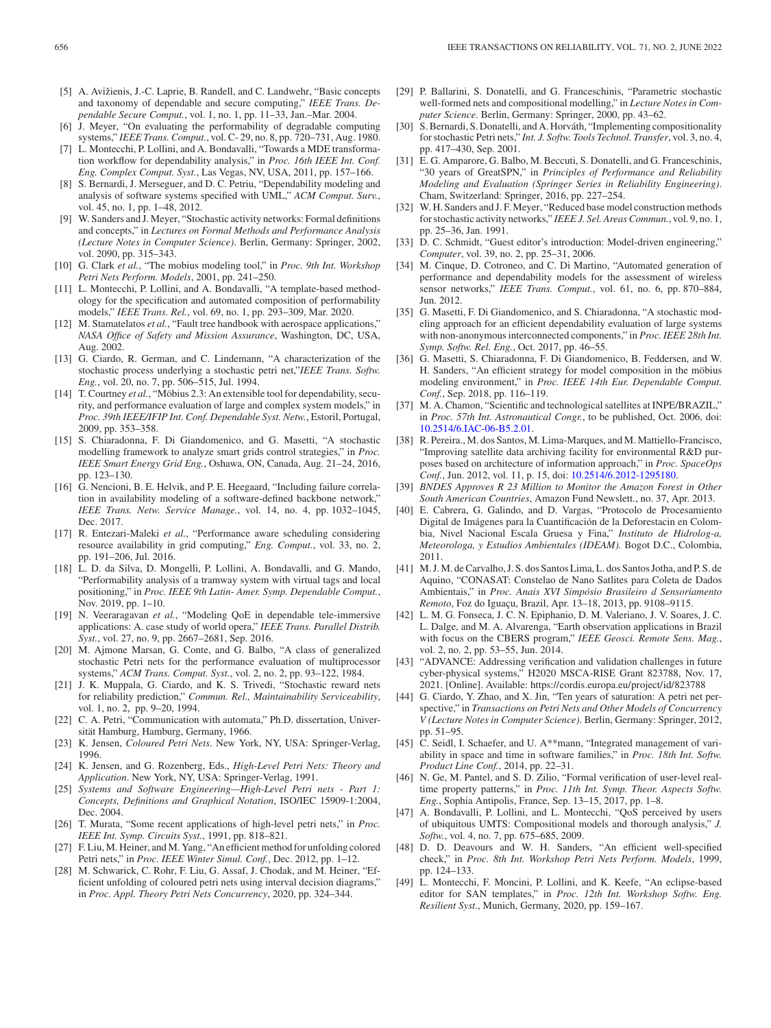[5] A. Avižienis, J.-C. Laprie, B. Randell, and C. Landwehr, "Basic concepts and taxonomy of dependable and secure computing," *IEEE Trans. Dependable Secure Comput.*, vol. 1, no. 1, pp. 11–33, Jan.–Mar. 2004.

[6] J. Meyer, "On evaluating the performability of degradable computing systems," *IEEE Trans. Comput.*, vol. C- 29, no. 8, pp. 720–731, Aug. 1980.

[7] L. Montecchi, P. Lollini, and A. Bondavalli, "Towards a MDE transformation workflow for dependability analysis," in *Proc. 16th IEEE Int. Conf. Eng. Complex Comput. Syst.*, Las Vegas, NV, USA, 2011, pp. 157–166.

[8] S. Bernardi, J. Merseguer, and D. C. Petriu, "Dependability modeling and analysis of software systems specified with UML," *ACM Comput. Surv.*, vol. 45, no. 1, pp. 1–48, 2012.

[9] W. Sanders and J. Meyer, "Stochastic activity networks: Formal definitions and concepts," in *Lectures on Formal Methods and Performance Analysis (Lecture Notes in Computer Science)*. Berlin, Germany: Springer, 2002, vol. 2090, pp. 315–343.

[10] G. Clark *et al.*, "The mobius modeling tool," in *Proc. 9th Int. Workshop Petri Nets Perform. Models*, 2001, pp. 241–250.

[11] L. Montecchi, P. Lollini, and A. Bondavalli, "A template-based methodology for the specification and automated composition of performability models," *IEEE Trans. Rel.*, vol. 69, no. 1, pp. 293–309, Mar. 2020.

[12] M. Stamatelatos *et al.*, "Fault tree handbook with aerospace applications," *NASA Office of Safety and Mission Assurance*, Washington, DC, USA, Aug. 2002.

[13] G. Ciardo, R. German, and C. Lindemann, "A characterization of the stochastic process underlying a stochastic petri net,"*IEEE Trans. Softw. Eng.*, vol. 20, no. 7, pp. 506–515, Jul. 1994.

[14] T. Courtney *et al.*, "Möbius 2.3: An extensible tool for dependability, security, and performance evaluation of large and complex system models," in *Proc. 39th IEEE/IFIP Int. Conf. Dependable Syst. Netw.*, Estoril, Portugal, 2009, pp. 353–358.

[15] S. Chiaradonna, F. Di Giandomenico, and G. Masetti, "A stochastic modelling framework to analyze smart grids control strategies," in *Proc. IEEE Smart Energy Grid Eng.*, Oshawa, ON, Canada, Aug. 21–24, 2016, pp. 123–130.

[16] G. Nencioni, B. E. Helvik, and P. E. Heegaard, "Including failure correlation in availability modeling of a software-defined backbone network," *IEEE Trans. Netw. Service Manage.*, vol. 14, no. 4, pp. 1032–1045, Dec. 2017.

[17] R. Entezari-Maleki *et al.*, "Performance aware scheduling considering resource availability in grid computing," *Eng. Comput.*, vol. 33, no. 2, pp. 191–206, Jul. 2016.

[18] L. D. da Silva, D. Mongelli, P. Lollini, A. Bondavalli, and G. Mando, "Performability analysis of a tramway system with virtual tags and local positioning," in *Proc. IEEE 9th Latin- Amer. Symp. Dependable Comput.*, Nov. 2019, pp. 1–10.

[19] N. Veeraragavan *et al.*, "Modeling QoE in dependable tele-immersive applications: A. case study of world opera," *IEEE Trans. Parallel Distrib. Syst.*, vol. 27, no. 9, pp. 2667–2681, Sep. 2016.

[20] M. Ajmone Marsan, G. Conte, and G. Balbo, "A class of generalized stochastic Petri nets for the performance evaluation of multiprocessor systems," *ACM Trans. Comput. Syst.*, vol. 2, no. 2, pp. 93–122, 1984.

[21] J. K. Muppala, G. Ciardo, and K. S. Trivedi, "Stochastic reward nets for reliability prediction," *Commun. Rel., Maintainability Serviceability*, vol. 1, no. 2, pp. 9–20, 1994.

[22] C. A. Petri, "Communication with automata," Ph.D. dissertation, Universität Hamburg, Hamburg, Germany, 1966.

[23] K. Jensen, *Coloured Petri Nets*. New York, NY, USA: Springer-Verlag, 1996.

[24] K. Jensen, and G. Rozenberg, Eds., *High-Level Petri Nets: Theory and Application*. New York, NY, USA: Springer-Verlag, 1991.

[25] *Systems and Software Engineering—High-Level Petri nets - Part 1: Concepts, Definitions and Graphical Notation*, ISO/IEC 15909-1:2004, Dec. 2004.

[26] T. Murata, "Some recent applications of high-level petri nets," in *Proc. IEEE Int. Symp. Circuits Syst.*, 1991, pp. 818–821.

[27] F. Liu, M. Heiner, and M. Yang, "An efficient method for unfolding colored Petri nets," in *Proc. IEEE Winter Simul. Conf.*, Dec. 2012, pp. 1–12.

[28] M. Schwarick, C. Rohr, F. Liu, G. Assaf, J. Chodak, and M. Heiner, "Efficient unfolding of coloured petri nets using interval decision diagrams," in *Proc. Appl. Theory Petri Nets Concurrency*, 2020, pp. 324–344.

[29] P. Ballarini, S. Donatelli, and G. Franceschinis, "Parametric stochastic well-formed nets and compositional modelling," in *Lecture Notes in Computer Science*. Berlin, Germany: Springer, 2000, pp. 43–62.

[30] S. Bernardi, S. Donatelli, and A. Horváth, "Implementing compositionality for stochastic Petri nets," *Int. J. Softw. Tools Technol. Transfer*, vol. 3, no. 4, pp. 417–430, Sep. 2001.

[31] E. G. Amparore, G. Balbo, M. Beccuti, S. Donatelli, and G. Franceschinis, "30 years of GreatSPN," in *Principles of Performance and Reliability Modeling and Evaluation (Springer Series in Reliability Engineering)*. Cham, Switzerland: Springer, 2016, pp. 227–254.

[32] W. H. Sanders and J. F. Meyer, "Reduced base model construction methods for stochastic activity networks," *IEEE J. Sel. Areas Commun.*, vol. 9, no. 1, pp. 25–36, Jan. 1991.

[33] D. C. Schmidt, "Guest editor's introduction: Model-driven engineering," *Computer*, vol. 39, no. 2, pp. 25–31, 2006.

[34] M. Cinque, D. Cotroneo, and C. Di Martino, "Automated generation of performance and dependability models for the assessment of wireless sensor networks," *IEEE Trans. Comput.*, vol. 61, no. 6, pp. 870–884, Jun. 2012.

[35] G. Masetti, F. Di Giandomenico, and S. Chiaradonna, "A stochastic modeling approach for an efficient dependability evaluation of large systems with non-anonymous interconnected components," in *Proc. IEEE 28th Int. Symp. Softw. Rel. Eng.*, Oct. 2017, pp. 46–55.

[36] G. Masetti, S. Chiaradonna, F. Di Giandomenico, B. Feddersen, and W. H. Sanders, "An efficient strategy for model composition in the möbius modeling environment," in *Proc. IEEE 14th Eur. Dependable Comput. Conf.*, Sep. 2018, pp. 116–119.

[37] M. A. Chamon, "Scientific and technological satellites at INPE/BRAZIL," in *Proc. 57th Int. Astronautical Congr.*, to be published, Oct. 2006, doi: 10.2514/6.IAC-06-B5.2.01.

[38] R. Pereira., M. dos Santos, M. Lima-Marques, and M. Mattiello-Francisco, "Improving satellite data archiving facility for environmental R&D purposes based on architecture of information approach," in *Proc. SpaceOps Conf.*, Jun. 2012, vol. 11, p. 15, doi: 10.2514/6.2012-1295180.

[39] *BNDES Approves R 23 Million to Monitor the Amazon Forest in Other South American Countries*, Amazon Fund Newslett., no. 37, Apr. 2013.

[40] E. Cabrera, G. Galindo, and D. Vargas, "Protocolo de Procesamiento Digital de Imágenes para la Cuantificación de la Deforestacin en Colombia, Nivel Nacional Escala Gruesa y Fina," *Instituto de Hidrolog-a, Meteorologa, y Estudios Ambientales (IDEAM).* Bogot D.C., Colombia, 2011.

[41] M. J. M. de Carvalho, J. S. dos Santos Lima, L. dos Santos Jotha, and P. S. de Aquino, "CONASAT: Constelao de Nano Satlites para Coleta de Dados Ambientais," in *Proc. Anais XVI Simpósio Brasileiro d Sensoriamento Remoto*, Foz do Iguaçu, Brazil, Apr. 13–18, 2013, pp. 9108–9115.

[42] L. M. G. Fonseca, J. C. N. Epiphanio, D. M. Valeriano, J. V. Soares, J. C. L. Dalge, and M. A. Alvarenga, "Earth observation applications in Brazil with focus on the CBERS program," *IEEE Geosci. Remote Sens. Mag.*, vol. 2, no. 2, pp. 53–55, Jun. 2014.

[43] "ADVANCE: Addressing verification and validation challenges in future cyber-physical systems," H2020 MSCA-RISE Grant 823788, Nov. 17, 2021. [Online]. Available: https://cordis.europa.eu/project/id/823788

[44] G. Ciardo, Y. Zhao, and X. Jin, "Ten years of saturation: A petri net perspective," in *Transactions on Petri Nets and Other Models of Concurrency V (Lecture Notes in Computer Science)*. Berlin, Germany: Springer, 2012, pp. 51–95.

[45] C. Seidl, I. Schaefer, and U. A**mann, "Integrated management of variability in space and time in software families," in *Proc. 18th Int. Softw. Product Line Conf.*, 2014, pp. 22–31.

[46] N. Ge, M. Pantel, and S. D. Zilio, "Formal verification of user-level real-time property patterns," in *Proc. 11th Int. Symp. Theor. Aspects Softw. Eng.*, Sophia Antipolis, France, Sep. 13–15, 2017, pp. 1–8.

[47] A. Bondavalli, P. Lollini, and L. Montecchi, "QoS perceived by users of ubiquitous UMTS: Compositional models and thorough analysis," *J. Softw.*, vol. 4, no. 7, pp. 675–685, 2009.

[48] D. D. Deavours and W. H. Sanders, "An efficient well-specified check," in *Proc. 8th Int. Workshop Petri Nets Perform. Models*, 1999, pp. 124–133.

[49] L. Montecchi, F. Moncini, P. Lollini, and K. Keefe, "An eclipse-based editor for SAN templates," in *Proc. 12th Int. Workshop Softw. Eng. Resilient Syst.*, Munich, Germany, 2020, pp. 159–167.